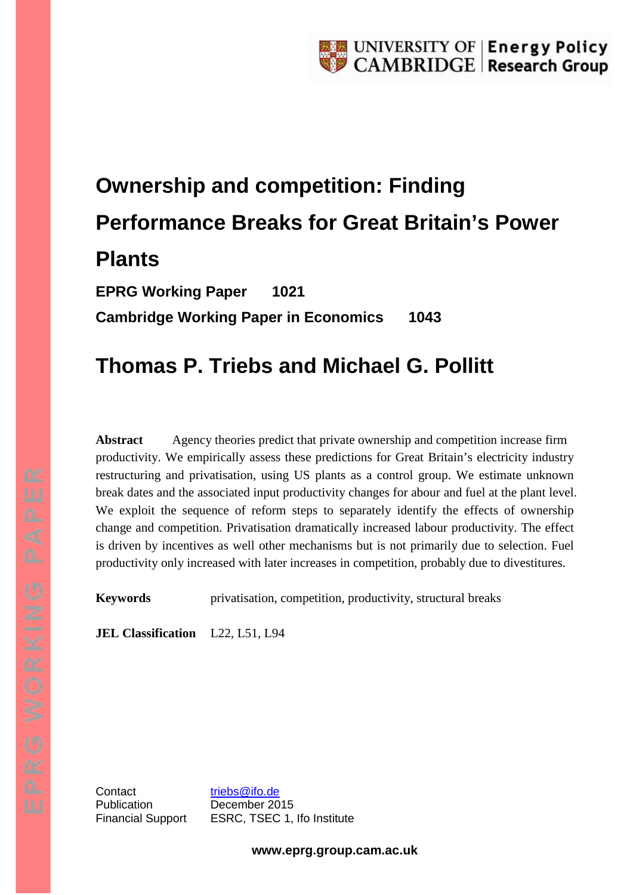# Ownership and competition: Finding Performance Breaks for Great Britain's Power Plants

**EPRG Working Paper 1021**

**Cambridge Working Paper in Economics 1043**

## Thomas P. Triebs and Michael G. Pollitt

**Abstract** Agency theories predict that private ownership and competition increase firm productivity. We empirically assess these predictions for Great Britain's electricity industry restructuring and privatisation, using US plants as a control group. We estimate unknown break dates and the associated input productivity changes for abour and fuel at the plant level. We exploit the sequence of reform steps to separately identify the effects of ownership change and competition. Privatisation dramatically increased labour productivity. The effect is driven by incentives as well other mechanisms but is not primarily due to selection. Fuel productivity only increased with later increases in competition, probably due to divestitures.

**Keywords** privatisation, competition, productivity, structural breaks

**JEL Classification** L22, L51, L94

Contact triebs@ifo.de
Publication December 2015
Financial Support ESRC, TSEC 1, Ifo Institute

**www.eprg.group.cam.ac.uk**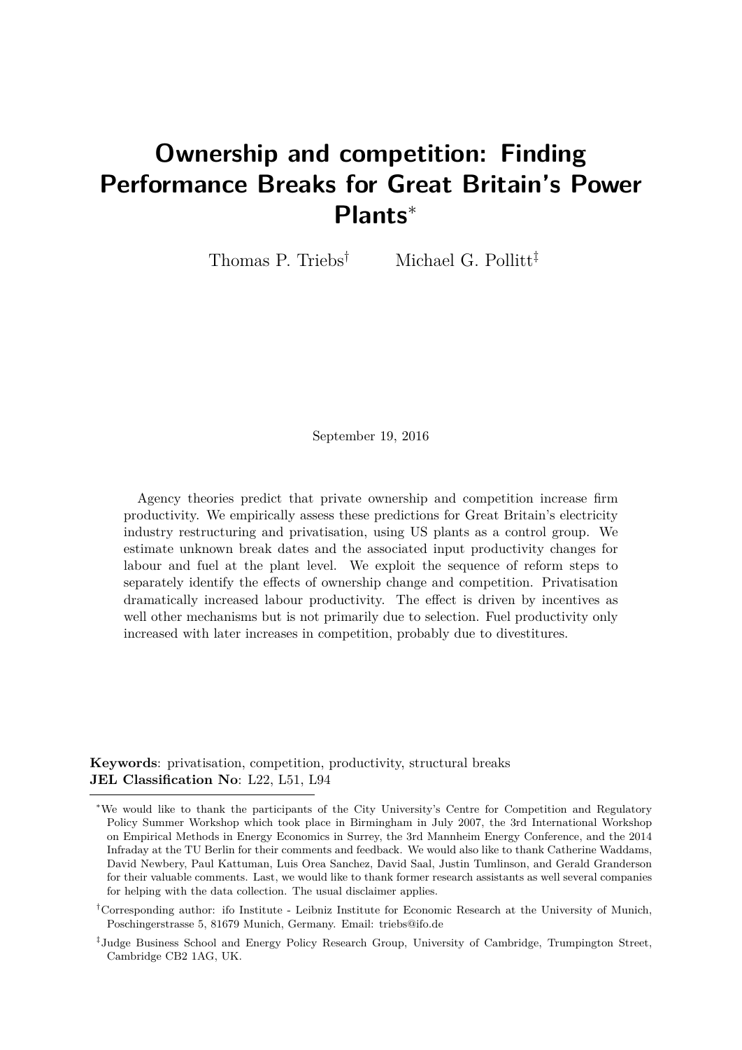# Ownership and competition: Finding Performance Breaks for Great Britain's Power Plants*

Thomas P. Triebs† Michael G. Pollitt‡

September 19, 2016

Agency theories predict that private ownership and competition increase firm productivity. We empirically assess these predictions for Great Britain's electricity industry restructuring and privatisation, using US plants as a control group. We estimate unknown break dates and the associated input productivity changes for labour and fuel at the plant level. We exploit the sequence of reform steps to separately identify the effects of ownership change and competition. Privatisation dramatically increased labour productivity. The effect is driven by incentives as well other mechanisms but is not primarily due to selection. Fuel productivity only increased with later increases in competition, probably due to divestitures.

**Keywords**: privatisation, competition, productivity, structural breaks
**JEL Classification No**: L22, L51, L94

---

*We would like to thank the participants of the City University's Centre for Competition and Regulatory Policy Summer Workshop which took place in Birmingham in July 2007, the 3rd International Workshop on Empirical Methods in Energy Economics in Surrey, the 3rd Mannheim Energy Conference, and the 2014 Infraday at the TU Berlin for their comments and feedback. We would also like to thank Catherine Waddams, David Newbery, Paul Kattuman, Luis Orea Sanchez, David Saal, Justin Tumlinson, and Gerald Granderson for their valuable comments. Last, we would like to thank former research assistants as well several companies for helping with the data collection. The usual disclaimer applies.

†Corresponding author: ifo Institute - Leibniz Institute for Economic Research at the University of Munich, Poschingerstrasse 5, 81679 Munich, Germany. Email: triebs@ifo.de

‡Judge Business School and Energy Policy Research Group, University of Cambridge, Trumpington Street, Cambridge CB2 1AG, UK.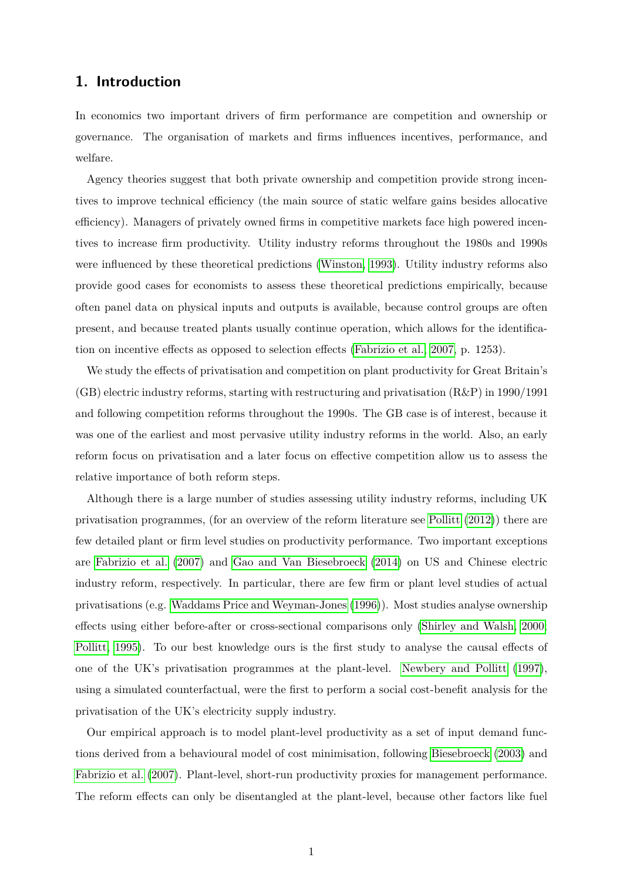## 1. Introduction

In economics two important drivers of firm performance are competition and ownership or governance. The organisation of markets and firms influences incentives, performance, and welfare.

Agency theories suggest that both private ownership and competition provide strong incentives to improve technical efficiency (the main source of static welfare gains besides allocative efficiency). Managers of privately owned firms in competitive markets face high powered incentives to increase firm productivity. Utility industry reforms throughout the 1980s and 1990s were influenced by these theoretical predictions (Winston, 1993). Utility industry reforms also provide good cases for economists to assess these theoretical predictions empirically, because often panel data on physical inputs and outputs is available, because control groups are often present, and because treated plants usually continue operation, which allows for the identification on incentive effects as opposed to selection effects (Fabrizio et al., 2007, p. 1253).

We study the effects of privatisation and competition on plant productivity for Great Britain's (GB) electric industry reforms, starting with restructuring and privatisation (R&P) in 1990/1991 and following competition reforms throughout the 1990s. The GB case is of interest, because it was one of the earliest and most pervasive utility industry reforms in the world. Also, an early reform focus on privatisation and a later focus on effective competition allow us to assess the relative importance of both reform steps.

Although there is a large number of studies assessing utility industry reforms, including UK privatisation programmes, (for an overview of the reform literature see Pollitt (2012)) there are few detailed plant or firm level studies on productivity performance. Two important exceptions are Fabrizio et al. (2007) and Gao and Van Biesebroeck (2014) on US and Chinese electric industry reform, respectively. In particular, there are few firm or plant level studies of actual privatisations (e.g. Waddams Price and Weyman-Jones (1996)). Most studies analyse ownership effects using either before-after or cross-sectional comparisons only (Shirley and Walsh, 2000; Pollitt, 1995). To our best knowledge ours is the first study to analyse the causal effects of one of the UK's privatisation programmes at the plant-level. Newbery and Pollitt (1997), using a simulated counterfactual, were the first to perform a social cost-benefit analysis for the privatisation of the UK's electricity supply industry.

Our empirical approach is to model plant-level productivity as a set of input demand functions derived from a behavioural model of cost minimisation, following Biesebroeck (2003) and Fabrizio et al. (2007). Plant-level, short-run productivity proxies for management performance. The reform effects can only be disentangled at the plant-level, because other factors like fuel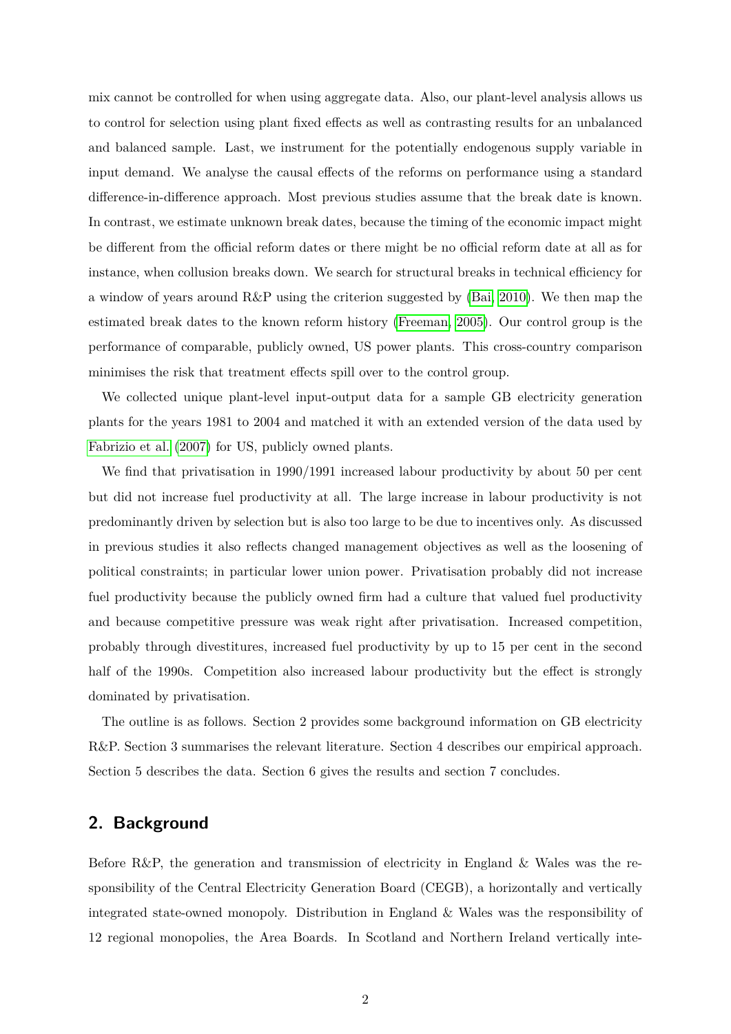mix cannot be controlled for when using aggregate data. Also, our plant-level analysis allows us to control for selection using plant fixed effects as well as contrasting results for an unbalanced and balanced sample. Last, we instrument for the potentially endogenous supply variable in input demand. We analyse the causal effects of the reforms on performance using a standard difference-in-difference approach. Most previous studies assume that the break date is known. In contrast, we estimate unknown break dates, because the timing of the economic impact might be different from the official reform dates or there might be no official reform date at all as for instance, when collusion breaks down. We search for structural breaks in technical efficiency for a window of years around R&P using the criterion suggested by (Bai, 2010). We then map the estimated break dates to the known reform history (Freeman, 2005). Our control group is the performance of comparable, publicly owned, US power plants. This cross-country comparison minimises the risk that treatment effects spill over to the control group.

We collected unique plant-level input-output data for a sample GB electricity generation plants for the years 1981 to 2004 and matched it with an extended version of the data used by Fabrizio et al. (2007) for US, publicly owned plants.

We find that privatisation in 1990/1991 increased labour productivity by about 50 per cent but did not increase fuel productivity at all. The large increase in labour productivity is not predominantly driven by selection but is also too large to be due to incentives only. As discussed in previous studies it also reflects changed management objectives as well as the loosening of political constraints; in particular lower union power. Privatisation probably did not increase fuel productivity because the publicly owned firm had a culture that valued fuel productivity and because competitive pressure was weak right after privatisation. Increased competition, probably through divestitures, increased fuel productivity by up to 15 per cent in the second half of the 1990s. Competition also increased labour productivity but the effect is strongly dominated by privatisation.

The outline is as follows. Section 2 provides some background information on GB electricity R&P. Section 3 summarises the relevant literature. Section 4 describes our empirical approach. Section 5 describes the data. Section 6 gives the results and section 7 concludes.

## 2. Background

Before R&P, the generation and transmission of electricity in England & Wales was the responsibility of the Central Electricity Generation Board (CEGB), a horizontally and vertically integrated state-owned monopoly. Distribution in England & Wales was the responsibility of 12 regional monopolies, the Area Boards. In Scotland and Northern Ireland vertically inte-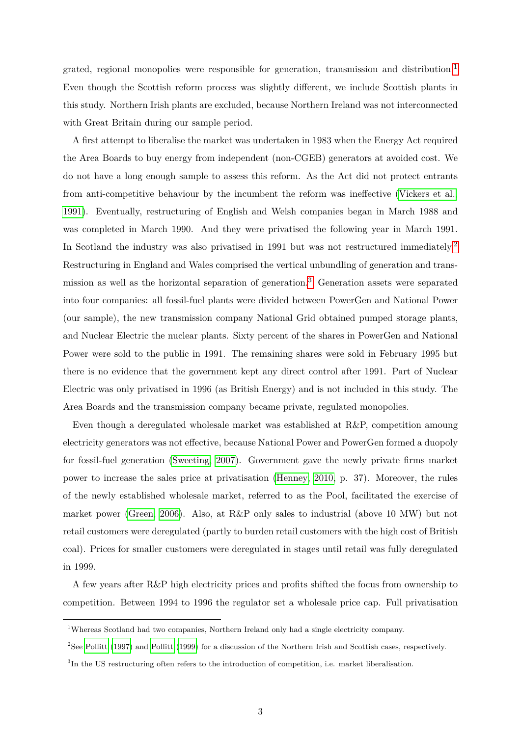grated, regional monopolies were responsible for generation, transmission and distribution.[1] Even though the Scottish reform process was slightly different, we include Scottish plants in this study. Northern Irish plants are excluded, because Northern Ireland was not interconnected with Great Britain during our sample period.

A first attempt to liberalise the market was undertaken in 1983 when the Energy Act required the Area Boards to buy energy from independent (non-CGEB) generators at avoided cost. We do not have a long enough sample to assess this reform. As the Act did not protect entrants from anti-competitive behaviour by the incumbent the reform was ineffective (Vickers et al., 1991). Eventually, restructuring of English and Welsh companies began in March 1988 and was completed in March 1990. And they were privatised the following year in March 1991. In Scotland the industry was also privatised in 1991 but was not restructured immediately.[2] Restructuring in England and Wales comprised the vertical unbundling of generation and transmission as well as the horizontal separation of generation.[3] Generation assets were separated into four companies: all fossil-fuel plants were divided between PowerGen and National Power (our sample), the new transmission company National Grid obtained pumped storage plants, and Nuclear Electric the nuclear plants. Sixty percent of the shares in PowerGen and National Power were sold to the public in 1991. The remaining shares were sold in February 1995 but there is no evidence that the government kept any direct control after 1991. Part of Nuclear Electric was only privatised in 1996 (as British Energy) and is not included in this study. The Area Boards and the transmission company became private, regulated monopolies.

Even though a deregulated wholesale market was established at R&P, competition amoung electricity generators was not effective, because National Power and PowerGen formed a duopoly for fossil-fuel generation (Sweeting, 2007). Government gave the newly private firms market power to increase the sales price at privatisation (Henney, 2010, p. 37). Moreover, the rules of the newly established wholesale market, referred to as the Pool, facilitated the exercise of market power (Green, 2006). Also, at R&P only sales to industrial (above 10 MW) but not retail customers were deregulated (partly to burden retail customers with the high cost of British coal). Prices for smaller customers were deregulated in stages until retail was fully deregulated in 1999.

A few years after R&P high electricity prices and profits shifted the focus from ownership to competition. Between 1994 to 1996 the regulator set a wholesale price cap. Full privatisation

[1] Whereas Scotland had two companies, Northern Ireland only had a single electricity company.

[2] See Pollitt (1997) and Pollitt (1999) for a discussion of the Northern Irish and Scottish cases, respectively.

[3] In the US restructuring often refers to the introduction of competition, i.e. market liberalisation.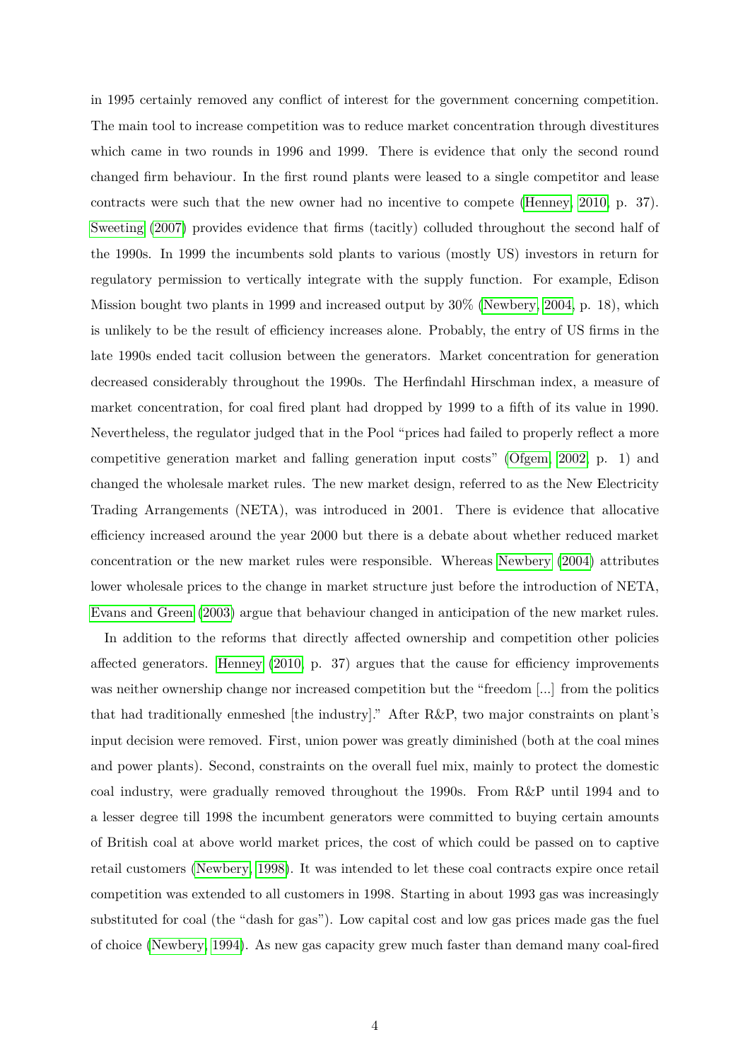in 1995 certainly removed any conflict of interest for the government concerning competition. The main tool to increase competition was to reduce market concentration through divestitures which came in two rounds in 1996 and 1999. There is evidence that only the second round changed firm behaviour. In the first round plants were leased to a single competitor and lease contracts were such that the new owner had no incentive to compete (Henney, 2010, p. 37). Sweeting (2007) provides evidence that firms (tacitly) colluded throughout the second half of the 1990s. In 1999 the incumbents sold plants to various (mostly US) investors in return for regulatory permission to vertically integrate with the supply function. For example, Edison Mission bought two plants in 1999 and increased output by 30% (Newbery, 2004, p. 18), which is unlikely to be the result of efficiency increases alone. Probably, the entry of US firms in the late 1990s ended tacit collusion between the generators. Market concentration for generation decreased considerably throughout the 1990s. The Herfindahl Hirschman index, a measure of market concentration, for coal fired plant had dropped by 1999 to a fifth of its value in 1990. Nevertheless, the regulator judged that in the Pool "prices had failed to properly reflect a more competitive generation market and falling generation input costs" (Ofgem, 2002, p. 1) and changed the wholesale market rules. The new market design, referred to as the New Electricity Trading Arrangements (NETA), was introduced in 2001. There is evidence that allocative efficiency increased around the year 2000 but there is a debate about whether reduced market concentration or the new market rules were responsible. Whereas Newbery (2004) attributes lower wholesale prices to the change in market structure just before the introduction of NETA, Evans and Green (2003) argue that behaviour changed in anticipation of the new market rules.

In addition to the reforms that directly affected ownership and competition other policies affected generators. Henney (2010, p. 37) argues that the cause for efficiency improvements was neither ownership change nor increased competition but the "freedom [...] from the politics that had traditionally enmeshed [the industry]." After R&P, two major constraints on plant's input decision were removed. First, union power was greatly diminished (both at the coal mines and power plants). Second, constraints on the overall fuel mix, mainly to protect the domestic coal industry, were gradually removed throughout the 1990s. From R&P until 1994 and to a lesser degree till 1998 the incumbent generators were committed to buying certain amounts of British coal at above world market prices, the cost of which could be passed on to captive retail customers (Newbery, 1998). It was intended to let these coal contracts expire once retail competition was extended to all customers in 1998. Starting in about 1993 gas was increasingly substituted for coal (the "dash for gas"). Low capital cost and low gas prices made gas the fuel of choice (Newbery, 1994). As new gas capacity grew much faster than demand many coal-fired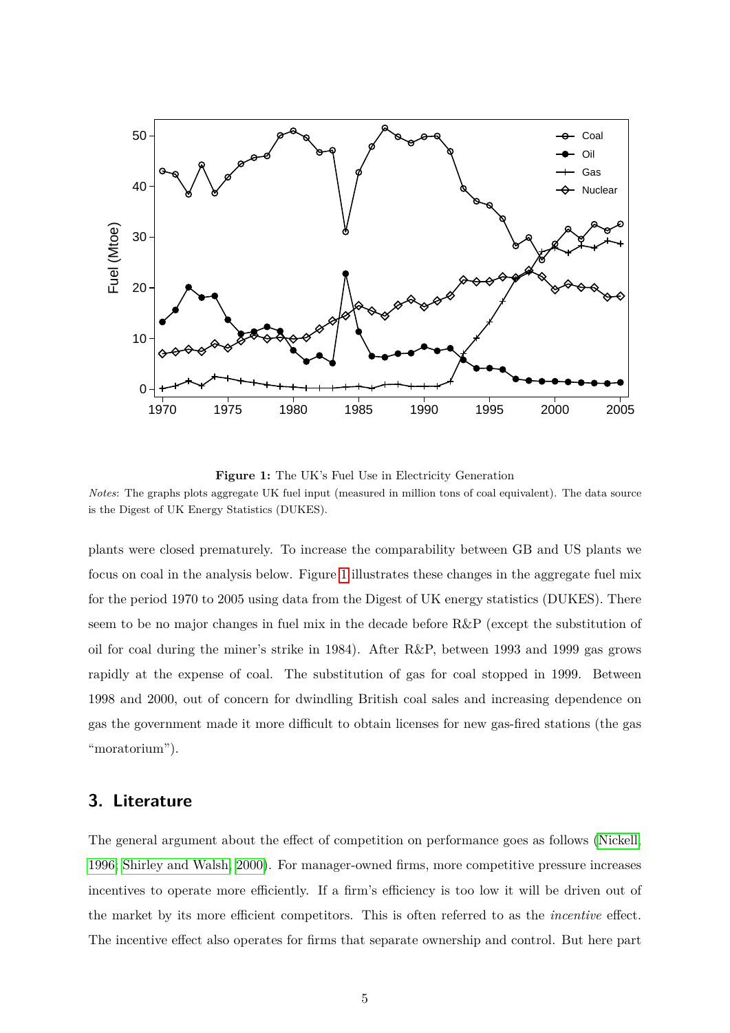**Figure 1:** The UK's Fuel Use in Electricity Generation

*Notes*: The graphs plots aggregate UK fuel input (measured in million tons of coal equivalent). The data source is the Digest of UK Energy Statistics (DUKES).

plants were closed prematurely. To increase the comparability between GB and US plants we focus on coal in the analysis below. Figure 1 illustrates these changes in the aggregate fuel mix for the period 1970 to 2005 using data from the Digest of UK energy statistics (DUKES). There seem to be no major changes in fuel mix in the decade before R&P (except the substitution of oil for coal during the miner's strike in 1984). After R&P, between 1993 and 1999 gas grows rapidly at the expense of coal. The substitution of gas for coal stopped in 1999. Between 1998 and 2000, out of concern for dwindling British coal sales and increasing dependence on gas the government made it more difficult to obtain licenses for new gas-fired stations (the gas "moratorium").

## 3. Literature

The general argument about the effect of competition on performance goes as follows (Nickell, 1996; Shirley and Walsh, 2000). For manager-owned firms, more competitive pressure increases incentives to operate more efficiently. If a firm's efficiency is too low it will be driven out of the market by its more efficient competitors. This is often referred to as the *incentive* effect. The incentive effect also operates for firms that separate ownership and control. But here part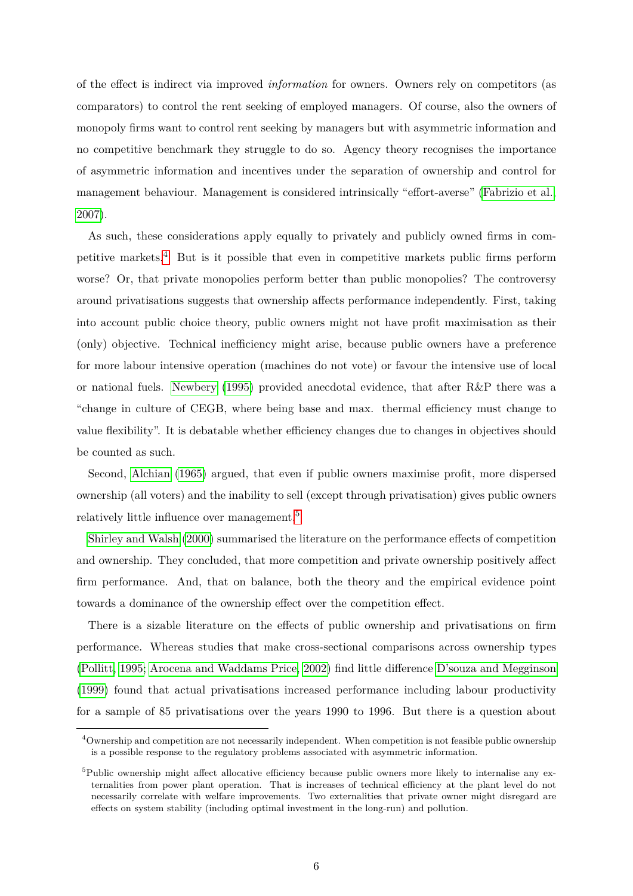of the effect is indirect via improved *information* for owners. Owners rely on competitors (as comparators) to control the rent seeking of employed managers. Of course, also the owners of monopoly firms want to control rent seeking by managers but with asymmetric information and no competitive benchmark they struggle to do so. Agency theory recognises the importance of asymmetric information and incentives under the separation of ownership and control for management behaviour. Management is considered intrinsically "effort-averse" (Fabrizio et al., 2007).

As such, these considerations apply equally to privately and publicly owned firms in competitive markets.[4] But is it possible that even in competitive markets public firms perform worse? Or, that private monopolies perform better than public monopolies? The controversy around privatisations suggests that ownership affects performance independently. First, taking into account public choice theory, public owners might not have profit maximisation as their (only) objective. Technical inefficiency might arise, because public owners have a preference for more labour intensive operation (machines do not vote) or favour the intensive use of local or national fuels. Newbery (1995) provided anecdotal evidence, that after R&P there was a "change in culture of CEGB, where being base and max. thermal efficiency must change to value flexibility". It is debatable whether efficiency changes due to changes in objectives should be counted as such.

Second, Alchian (1965) argued, that even if public owners maximise profit, more dispersed ownership (all voters) and the inability to sell (except through privatisation) gives public owners relatively little influence over management.[5]

Shirley and Walsh (2000) summarised the literature on the performance effects of competition and ownership. They concluded, that more competition and private ownership positively affect firm performance. And, that on balance, both the theory and the empirical evidence point towards a dominance of the ownership effect over the competition effect.

There is a sizable literature on the effects of public ownership and privatisations on firm performance. Whereas studies that make cross-sectional comparisons across ownership types (Pollitt, 1995; Arocena and Waddams Price, 2002) find little difference D'souza and Megginson (1999) found that actual privatisations increased performance including labour productivity for a sample of 85 privatisations over the years 1990 to 1996. But there is a question about

[4] Ownership and competition are not necessarily independent. When competition is not feasible public ownership is a possible response to the regulatory problems associated with asymmetric information.

[5] Public ownership might affect allocative efficiency because public owners more likely to internalise any externalities from power plant operation. That is increases of technical efficiency at the plant level do not necessarily correlate with welfare improvements. Two externalities that private owner might disregard are effects on system stability (including optimal investment in the long-run) and pollution.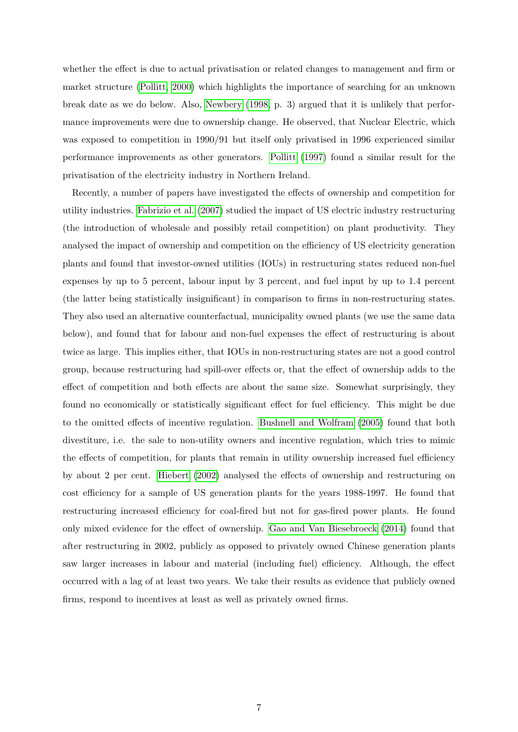whether the effect is due to actual privatisation or related changes to management and firm or market structure (Pollitt, 2000) which highlights the importance of searching for an unknown break date as we do below. Also, Newbery (1998, p. 3) argued that it is unlikely that performance improvements were due to ownership change. He observed, that Nuclear Electric, which was exposed to competition in 1990/91 but itself only privatised in 1996 experienced similar performance improvements as other generators. Pollitt (1997) found a similar result for the privatisation of the electricity industry in Northern Ireland.

Recently, a number of papers have investigated the effects of ownership and competition for utility industries. Fabrizio et al. (2007) studied the impact of US electric industry restructuring (the introduction of wholesale and possibly retail competition) on plant productivity. They analysed the impact of ownership and competition on the efficiency of US electricity generation plants and found that investor-owned utilities (IOUs) in restructuring states reduced non-fuel expenses by up to 5 percent, labour input by 3 percent, and fuel input by up to 1.4 percent (the latter being statistically insignificant) in comparison to firms in non-restructuring states. They also used an alternative counterfactual, municipality owned plants (we use the same data below), and found that for labour and non-fuel expenses the effect of restructuring is about twice as large. This implies either, that IOUs in non-restructuring states are not a good control group, because restructuring had spill-over effects or, that the effect of ownership adds to the effect of competition and both effects are about the same size. Somewhat surprisingly, they found no economically or statistically significant effect for fuel efficiency. This might be due to the omitted effects of incentive regulation. Bushnell and Wolfram (2005) found that both divestiture, i.e. the sale to non-utility owners and incentive regulation, which tries to mimic the effects of competition, for plants that remain in utility ownership increased fuel efficiency by about 2 per cent. Hiebert (2002) analysed the effects of ownership and restructuring on cost efficiency for a sample of US generation plants for the years 1988-1997. He found that restructuring increased efficiency for coal-fired but not for gas-fired power plants. He found only mixed evidence for the effect of ownership. Gao and Van Biesebroeck (2014) found that after restructuring in 2002, publicly as opposed to privately owned Chinese generation plants saw larger increases in labour and material (including fuel) efficiency. Although, the effect occurred with a lag of at least two years. We take their results as evidence that publicly owned firms, respond to incentives at least as well as privately owned firms.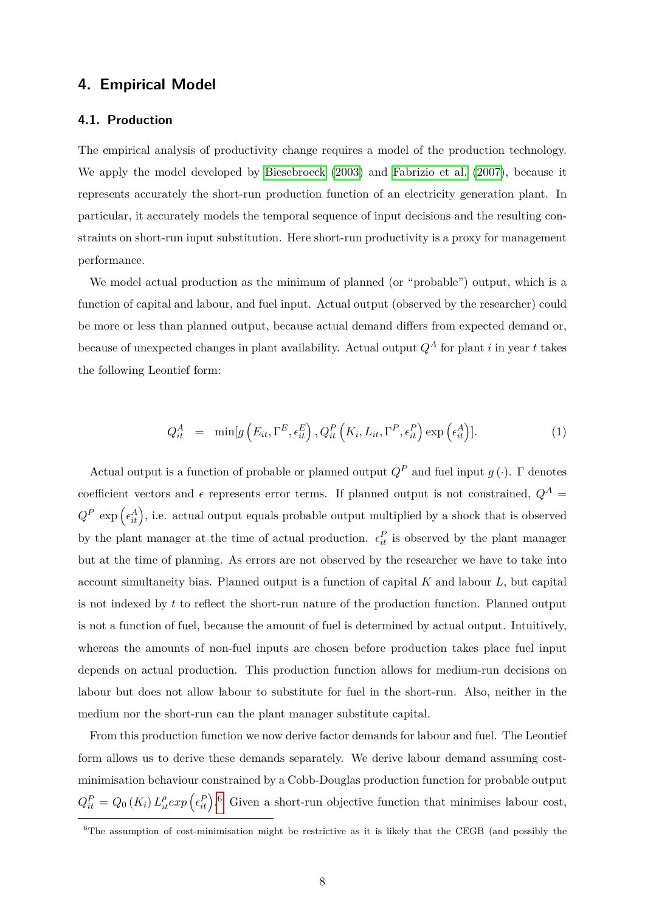## 4. Empirical Model

### 4.1. Production

The empirical analysis of productivity change requires a model of the production technology. We apply the model developed by Biesebroeck (2003) and Fabrizio et al. (2007), because it represents accurately the short-run production function of an electricity generation plant. In particular, it accurately models the temporal sequence of input decisions and the resulting constraints on short-run input substitution. Here short-run productivity is a proxy for management performance.

We model actual production as the minimum of planned (or "probable") output, which is a function of capital and labour, and fuel input. Actual output (observed by the researcher) could be more or less than planned output, because actual demand differs from expected demand or, because of unexpected changes in plant availability. Actual output $Q^A$ for plant $i$ in year $t$ takes the following Leontief form:

$$Q_{it}^{A} = \min[g\left(E_{it}, \Gamma^{E}, \epsilon_{it}^{E}\right), Q_{it}^{P}\left(K_{i}, L_{it}, \Gamma^{P}, \epsilon_{it}^{P}\right) \exp\left(\epsilon_{it}^{A}\right)]. \tag{1}$$

Actual output is a function of probable or planned output $Q^P$ and fuel input $g(\cdot)$. $\Gamma$ denotes coefficient vectors and $\epsilon$ represents error terms. If planned output is not constrained, $Q^A = Q^P \exp\left(\epsilon_{it}^{A}\right)$, i.e. actual output equals probable output multiplied by a shock that is observed by the plant manager at the time of actual production. $\epsilon_{it}^{P}$ is observed by the plant manager but at the time of planning. As errors are not observed by the researcher we have to take into account simultaneity bias. Planned output is a function of capital $K$ and labour $L$, but capital is not indexed by $t$ to reflect the short-run nature of the production function. Planned output is not a function of fuel, because the amount of fuel is determined by actual output. Intuitively, whereas the amounts of non-fuel inputs are chosen before production takes place fuel input depends on actual production. This production function allows for medium-run decisions on labour but does not allow labour to substitute for fuel in the short-run. Also, neither in the medium nor the short-run can the plant manager substitute capital.

From this production function we now derive factor demands for labour and fuel. The Leontief form allows us to derive these demands separately. We derive labour demand assuming cost-minimisation behaviour constrained by a Cobb-Douglas production function for probable output $Q_{it}^{P} = Q_0\left(K_i\right) L_{it}^{\rho} exp\left(\epsilon_{it}^{P}\right)$.[6] Given a short-run objective function that minimises labour cost,

[6] The assumption of cost-minimisation might be restrictive as it is likely that the CEGB (and possibly the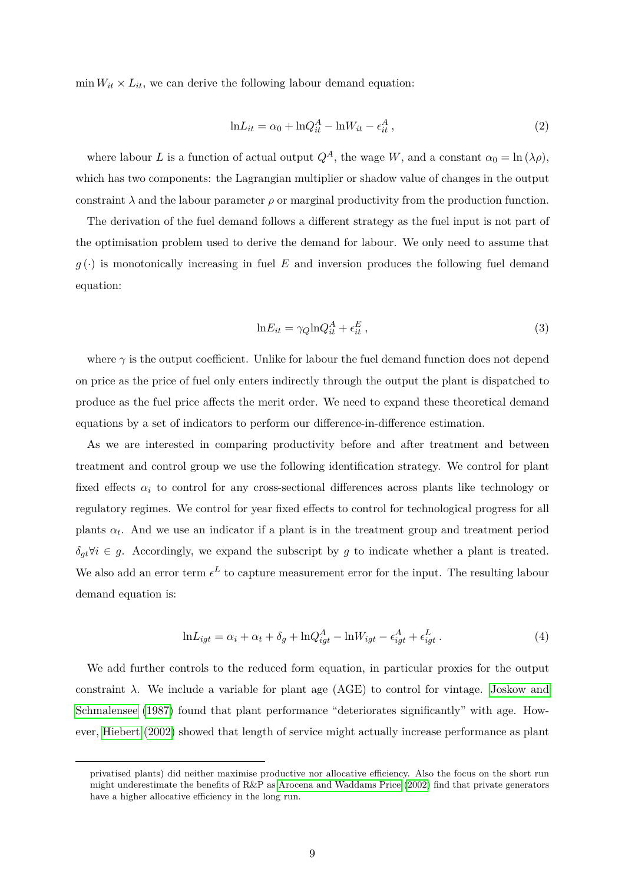$\min W_{it} \times L_{it}$, we can derive the following labour demand equation:

$$\ln L_{it} = \alpha_0 + \ln Q_{it}^A - \ln W_{it} - \epsilon_{it}^A \,, \tag{2}$$

where labour $L$ is a function of actual output $Q^A$, the wage $W$, and a constant $\alpha_0 = \ln(\lambda\rho)$, which has two components: the Lagrangian multiplier or shadow value of changes in the output constraint $\lambda$ and the labour parameter $\rho$ or marginal productivity from the production function.

The derivation of the fuel demand follows a different strategy as the fuel input is not part of the optimisation problem used to derive the demand for labour. We only need to assume that $g(\cdot)$ is monotonically increasing in fuel $E$ and inversion produces the following fuel demand equation:

$$\ln E_{it} = \gamma_Q \ln Q_{it}^A + \epsilon_{it}^E \,, \tag{3}$$

where $\gamma$ is the output coefficient. Unlike for labour the fuel demand function does not depend on price as the price of fuel only enters indirectly through the output the plant is dispatched to produce as the fuel price affects the merit order. We need to expand these theoretical demand equations by a set of indicators to perform our difference-in-difference estimation.

As we are interested in comparing productivity before and after treatment and between treatment and control group we use the following identification strategy. We control for plant fixed effects $\alpha_i$ to control for any cross-sectional differences across plants like technology or regulatory regimes. We control for year fixed effects to control for technological progress for all plants $\alpha_t$. And we use an indicator if a plant is in the treatment group and treatment period $\delta_{gt} \forall i \in g$. Accordingly, we expand the subscript by $g$ to indicate whether a plant is treated. We also add an error term $\epsilon^L$ to capture measurement error for the input. The resulting labour demand equation is:

$$\ln L_{igt} = \alpha_i + \alpha_t + \delta_g + \ln Q_{igt}^A - \ln W_{igt} - \epsilon_{igt}^A + \epsilon_{igt}^L \,. \tag{4}$$

We add further controls to the reduced form equation, in particular proxies for the output constraint $\lambda$. We include a variable for plant age (AGE) to control for vintage. Joskow and Schmalensee (1987) found that plant performance "deteriorates significantly" with age. However, Hiebert (2002) showed that length of service might actually increase performance as plant

privatised plants) did neither maximise productive nor allocative efficiency. Also the focus on the short run might underestimate the benefits of R&P as Arocena and Waddams Price (2002) find that private generators have a higher allocative efficiency in the long run.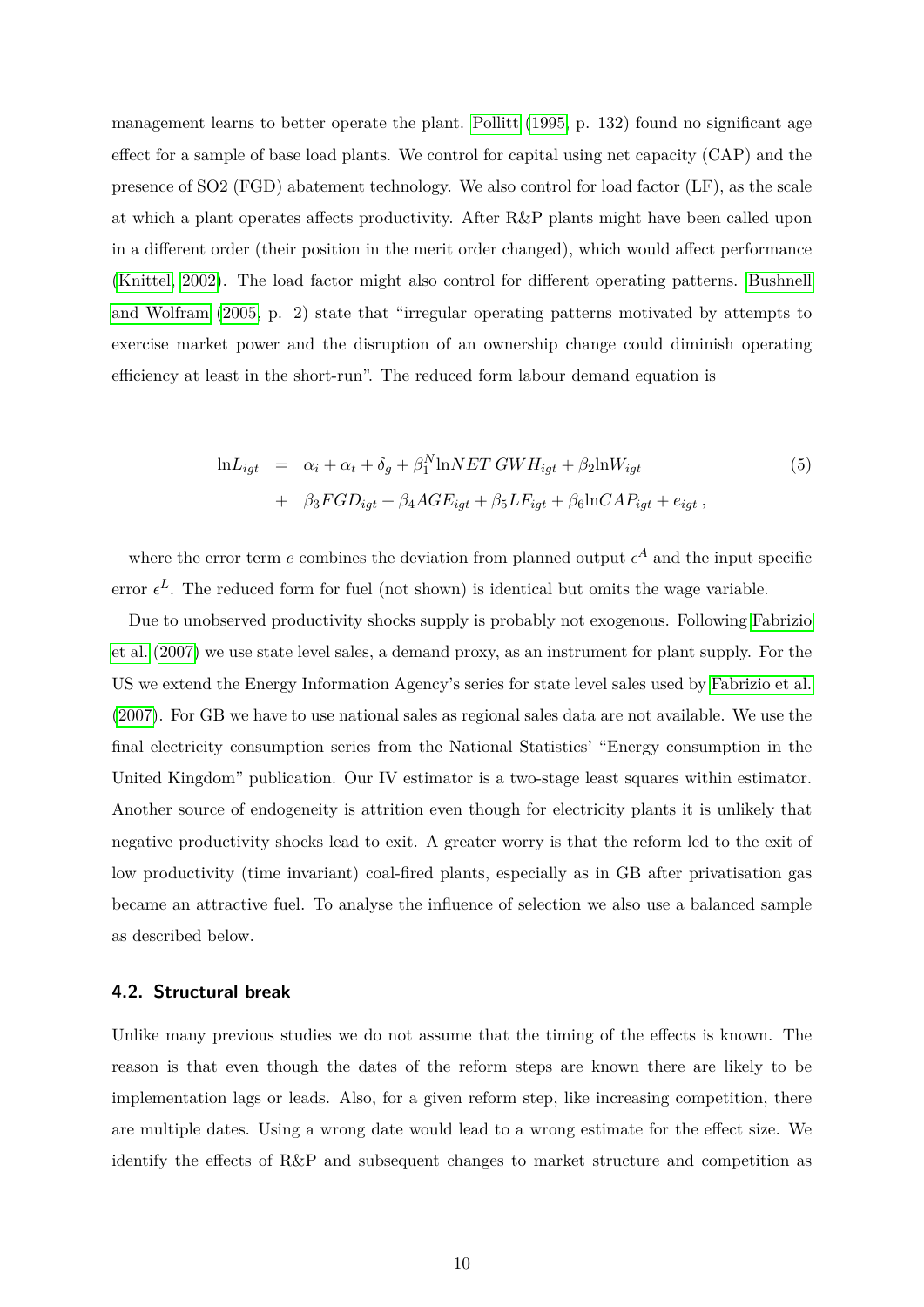management learns to better operate the plant. Pollitt (1995, p. 132) found no significant age effect for a sample of base load plants. We control for capital using net capacity (CAP) and the presence of SO2 (FGD) abatement technology. We also control for load factor (LF), as the scale at which a plant operates affects productivity. After R&P plants might have been called upon in a different order (their position in the merit order changed), which would affect performance (Knittel, 2002). The load factor might also control for different operating patterns. Bushnell and Wolfram (2005, p. 2) state that "irregular operating patterns motivated by attempts to exercise market power and the disruption of an ownership change could diminish operating efficiency at least in the short-run". The reduced form labour demand equation is

$$
\begin{aligned}
\ln L_{igt} &= \alpha_i + \alpha_t + \delta_g + \beta_1^N \ln NET\,GWH_{igt} + \beta_2 \ln W_{igt} \\
&+ \beta_3 FGD_{igt} + \beta_4 AGE_{igt} + \beta_5 LF_{igt} + \beta_6 \ln CAP_{igt} + e_{igt}\,,
\end{aligned}
\tag{5}
$$

where the error term $e$ combines the deviation from planned output $\epsilon^A$ and the input specific error $\epsilon^L$. The reduced form for fuel (not shown) is identical but omits the wage variable.

Due to unobserved productivity shocks supply is probably not exogenous. Following Fabrizio et al. (2007) we use state level sales, a demand proxy, as an instrument for plant supply. For the US we extend the Energy Information Agency's series for state level sales used by Fabrizio et al. (2007). For GB we have to use national sales as regional sales data are not available. We use the final electricity consumption series from the National Statistics' "Energy consumption in the United Kingdom" publication. Our IV estimator is a two-stage least squares within estimator. Another source of endogeneity is attrition even though for electricity plants it is unlikely that negative productivity shocks lead to exit. A greater worry is that the reform led to the exit of low productivity (time invariant) coal-fired plants, especially as in GB after privatisation gas became an attractive fuel. To analyse the influence of selection we also use a balanced sample as described below.

## 4.2. Structural break

Unlike many previous studies we do not assume that the timing of the effects is known. The reason is that even though the dates of the reform steps are known there are likely to be implementation lags or leads. Also, for a given reform step, like increasing competition, there are multiple dates. Using a wrong date would lead to a wrong estimate for the effect size. We identify the effects of R&P and subsequent changes to market structure and competition as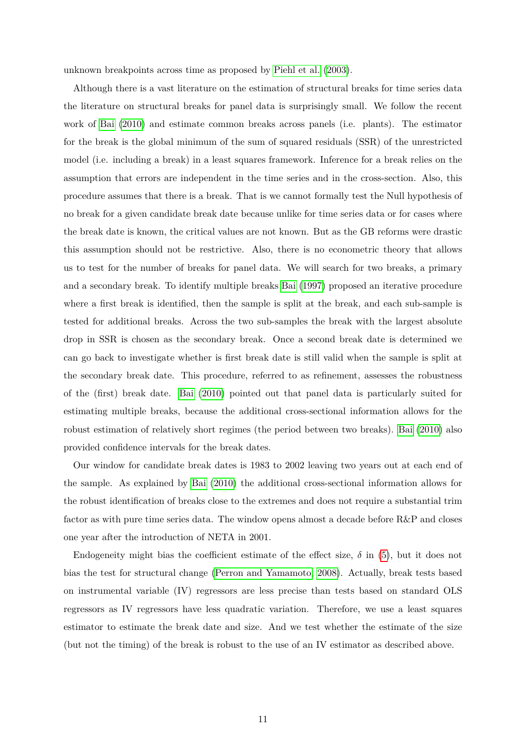unknown breakpoints across time as proposed by Piehl et al. (2003).

Although there is a vast literature on the estimation of structural breaks for time series data the literature on structural breaks for panel data is surprisingly small. We follow the recent work of Bai (2010) and estimate common breaks across panels (i.e. plants). The estimator for the break is the global minimum of the sum of squared residuals (SSR) of the unrestricted model (i.e. including a break) in a least squares framework. Inference for a break relies on the assumption that errors are independent in the time series and in the cross-section. Also, this procedure assumes that there is a break. That is we cannot formally test the Null hypothesis of no break for a given candidate break date because unlike for time series data or for cases where the break date is known, the critical values are not known. But as the GB reforms were drastic this assumption should not be restrictive. Also, there is no econometric theory that allows us to test for the number of breaks for panel data. We will search for two breaks, a primary and a secondary break. To identify multiple breaks Bai (1997) proposed an iterative procedure where a first break is identified, then the sample is split at the break, and each sub-sample is tested for additional breaks. Across the two sub-samples the break with the largest absolute drop in SSR is chosen as the secondary break. Once a second break date is determined we can go back to investigate whether is first break date is still valid when the sample is split at the secondary break date. This procedure, referred to as refinement, assesses the robustness of the (first) break date. Bai (2010) pointed out that panel data is particularly suited for estimating multiple breaks, because the additional cross-sectional information allows for the robust estimation of relatively short regimes (the period between two breaks). Bai (2010) also provided confidence intervals for the break dates.

Our window for candidate break dates is 1983 to 2002 leaving two years out at each end of the sample. As explained by Bai (2010) the additional cross-sectional information allows for the robust identification of breaks close to the extremes and does not require a substantial trim factor as with pure time series data. The window opens almost a decade before R&P and closes one year after the introduction of NETA in 2001.

Endogeneity might bias the coefficient estimate of the effect size, $\delta$ in (5), but it does not bias the test for structural change (Perron and Yamamoto, 2008). Actually, break tests based on instrumental variable (IV) regressors are less precise than tests based on standard OLS regressors as IV regressors have less quadratic variation. Therefore, we use a least squares estimator to estimate the break date and size. And we test whether the estimate of the size (but not the timing) of the break is robust to the use of an IV estimator as described above.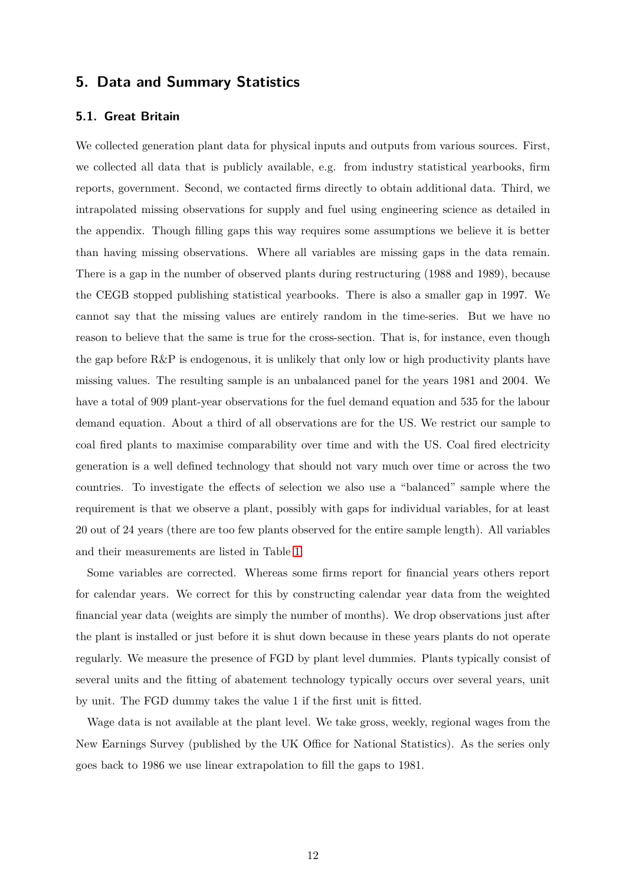## 5. Data and Summary Statistics

### 5.1. Great Britain

We collected generation plant data for physical inputs and outputs from various sources. First, we collected all data that is publicly available, e.g. from industry statistical yearbooks, firm reports, government. Second, we contacted firms directly to obtain additional data. Third, we intrapolated missing observations for supply and fuel using engineering science as detailed in the appendix. Though filling gaps this way requires some assumptions we believe it is better than having missing observations. Where all variables are missing gaps in the data remain. There is a gap in the number of observed plants during restructuring (1988 and 1989), because the CEGB stopped publishing statistical yearbooks. There is also a smaller gap in 1997. We cannot say that the missing values are entirely random in the time-series. But we have no reason to believe that the same is true for the cross-section. That is, for instance, even though the gap before R&P is endogenous, it is unlikely that only low or high productivity plants have missing values. The resulting sample is an unbalanced panel for the years 1981 and 2004. We have a total of 909 plant-year observations for the fuel demand equation and 535 for the labour demand equation. About a third of all observations are for the US. We restrict our sample to coal fired plants to maximise comparability over time and with the US. Coal fired electricity generation is a well defined technology that should not vary much over time or across the two countries. To investigate the effects of selection we also use a "balanced" sample where the requirement is that we observe a plant, possibly with gaps for individual variables, for at least 20 out of 24 years (there are too few plants observed for the entire sample length). All variables and their measurements are listed in Table 1.

Some variables are corrected. Whereas some firms report for financial years others report for calendar years. We correct for this by constructing calendar year data from the weighted financial year data (weights are simply the number of months). We drop observations just after the plant is installed or just before it is shut down because in these years plants do not operate regularly. We measure the presence of FGD by plant level dummies. Plants typically consist of several units and the fitting of abatement technology typically occurs over several years, unit by unit. The FGD dummy takes the value 1 if the first unit is fitted.

Wage data is not available at the plant level. We take gross, weekly, regional wages from the New Earnings Survey (published by the UK Office for National Statistics). As the series only goes back to 1986 we use linear extrapolation to fill the gaps to 1981.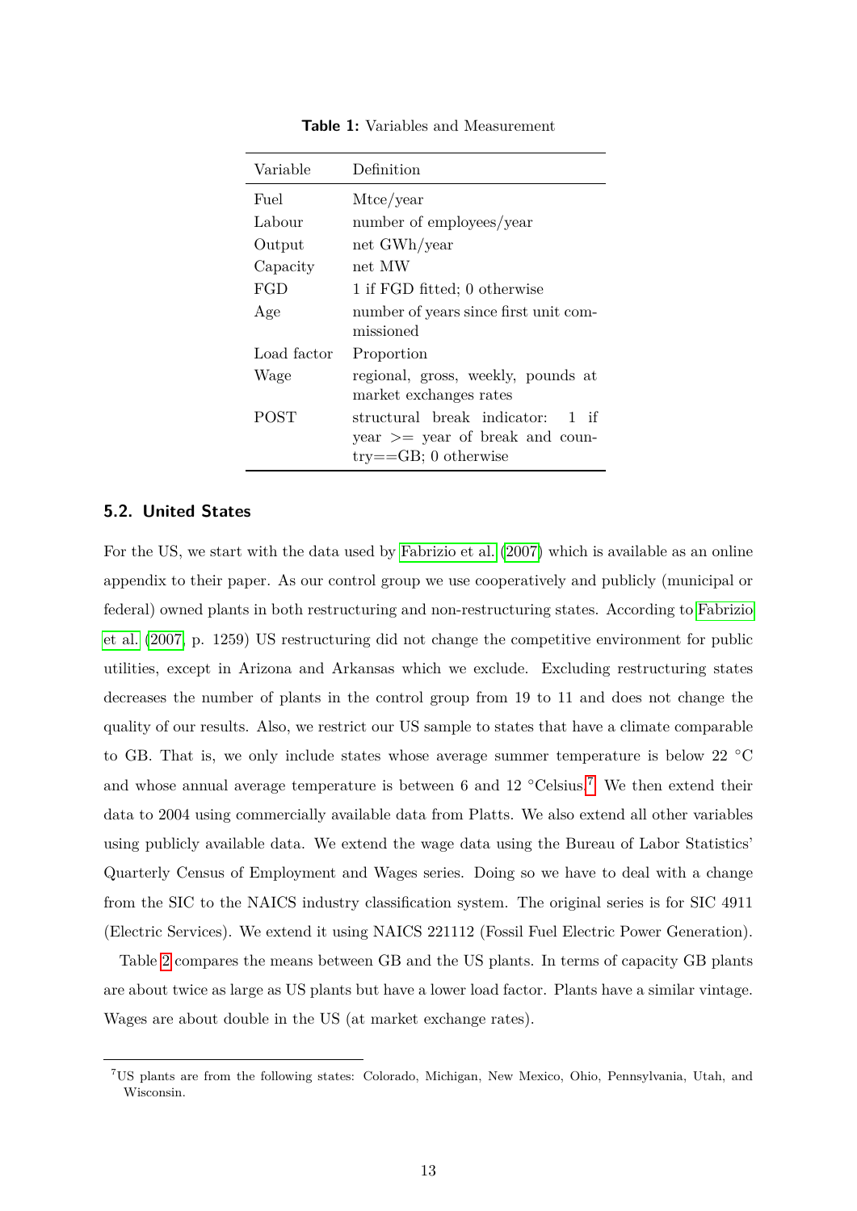**Table 1:** Variables and Measurement

| Variable | Definition |
|---|---|
| Fuel | Mtce/year |
| Labour | number of employees/year |
| Output | net GWh/year |
| Capacity | net MW |
| FGD | 1 if FGD fitted; 0 otherwise |
| Age | number of years since first unit commissioned |
| Load factor | Proportion |
| Wage | regional, gross, weekly, pounds at market exchanges rates |
| POST | structural break indicator: 1 if year >= year of break and country==GB; 0 otherwise |

### 5.2. United States

For the US, we start with the data used by Fabrizio et al. (2007) which is available as an online appendix to their paper. As our control group we use cooperatively and publicly (municipal or federal) owned plants in both restructuring and non-restructuring states. According to Fabrizio et al. (2007, p. 1259) US restructuring did not change the competitive environment for public utilities, except in Arizona and Arkansas which we exclude. Excluding restructuring states decreases the number of plants in the control group from 19 to 11 and does not change the quality of our results. Also, we restrict our US sample to states that have a climate comparable to GB. That is, we only include states whose average summer temperature is below 22 °C and whose annual average temperature is between 6 and 12 °Celsius.[7] We then extend their data to 2004 using commercially available data from Platts. We also extend all other variables using publicly available data. We extend the wage data using the Bureau of Labor Statistics' Quarterly Census of Employment and Wages series. Doing so we have to deal with a change from the SIC to the NAICS industry classification system. The original series is for SIC 4911 (Electric Services). We extend it using NAICS 221112 (Fossil Fuel Electric Power Generation).

Table 2 compares the means between GB and the US plants. In terms of capacity GB plants are about twice as large as US plants but have a lower load factor. Plants have a similar vintage. Wages are about double in the US (at market exchange rates).

[7] US plants are from the following states: Colorado, Michigan, New Mexico, Ohio, Pennsylvania, Utah, and Wisconsin.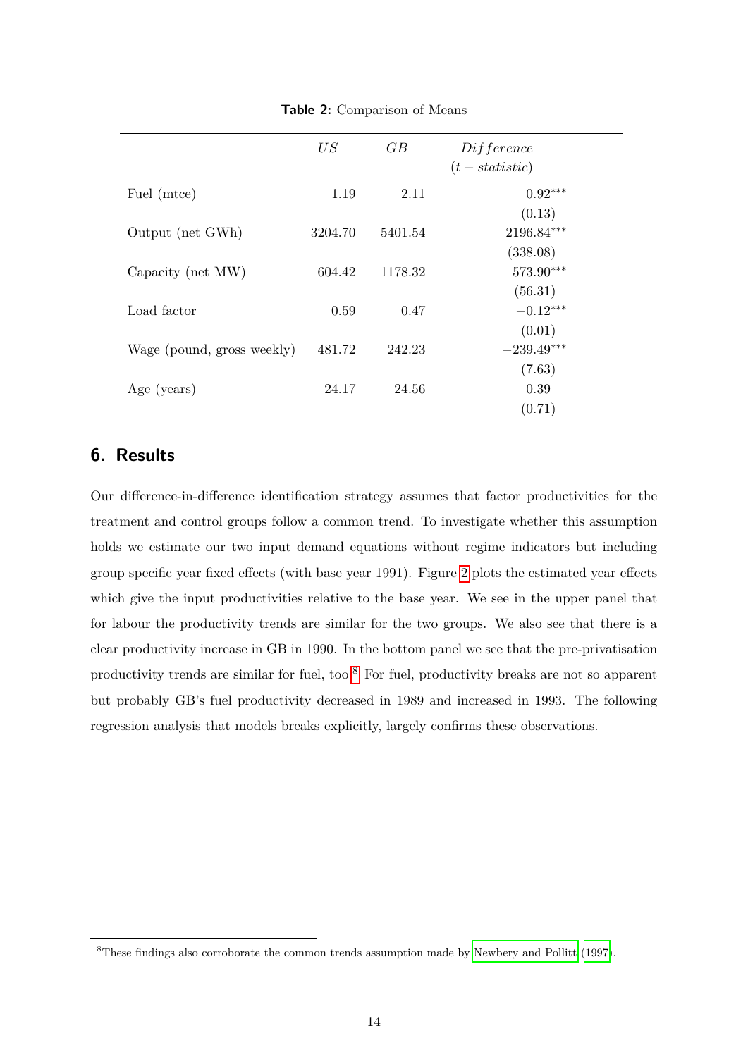**Table 2:** Comparison of Means

| | $US$ | $GB$ | $Difference$ ($t-statistic$) |
|---|---|---|---|
| Fuel (mtce) | 1.19 | 2.11 | $0.92^{***}$ |
| | | | (0.13) |
| Output (net GWh) | 3204.70 | 5401.54 | $2196.84^{***}$ |
| | | | (338.08) |
| Capacity (net MW) | 604.42 | 1178.32 | $573.90^{***}$ |
| | | | (56.31) |
| Load factor | 0.59 | 0.47 | $-0.12^{***}$ |
| | | | (0.01) |
| Wage (pound, gross weekly) | 481.72 | 242.23 | $-239.49^{***}$ |
| | | | (7.63) |
| Age (years) | 24.17 | 24.56 | 0.39 |
| | | | (0.71) |

## 6. Results

Our difference-in-difference identification strategy assumes that factor productivities for the treatment and control groups follow a common trend. To investigate whether this assumption holds we estimate our two input demand equations without regime indicators but including group specific year fixed effects (with base year 1991). Figure 2 plots the estimated year effects which give the input productivities relative to the base year. We see in the upper panel that for labour the productivity trends are similar for the two groups. We also see that there is a clear productivity increase in GB in 1990. In the bottom panel we see that the pre-privatisation productivity trends are similar for fuel, too.[8] For fuel, productivity breaks are not so apparent but probably GB's fuel productivity decreased in 1989 and increased in 1993. The following regression analysis that models breaks explicitly, largely confirms these observations.

[8]These findings also corroborate the common trends assumption made by Newbery and Pollitt (1997).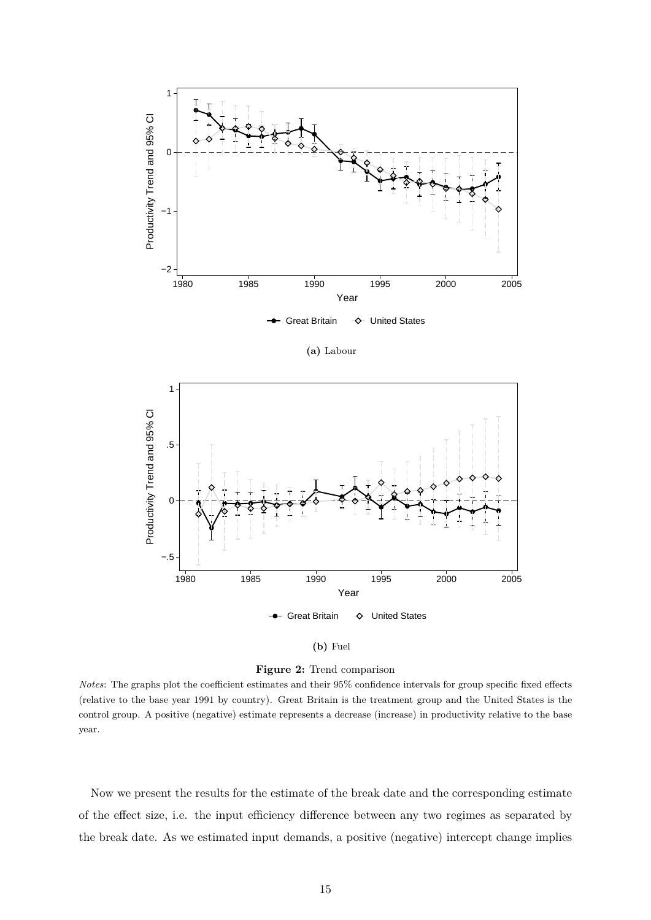**(a)** Labour

**(b)** Fuel

**Figure 2:** Trend comparison

*Notes*: The graphs plot the coefficient estimates and their 95% confidence intervals for group specific fixed effects (relative to the base year 1991 by country). Great Britain is the treatment group and the United States is the control group. A positive (negative) estimate represents a decrease (increase) in productivity relative to the base year.

Now we present the results for the estimate of the break date and the corresponding estimate of the effect size, i.e. the input efficiency difference between any two regimes as separated by the break date. As we estimated input demands, a positive (negative) intercept change implies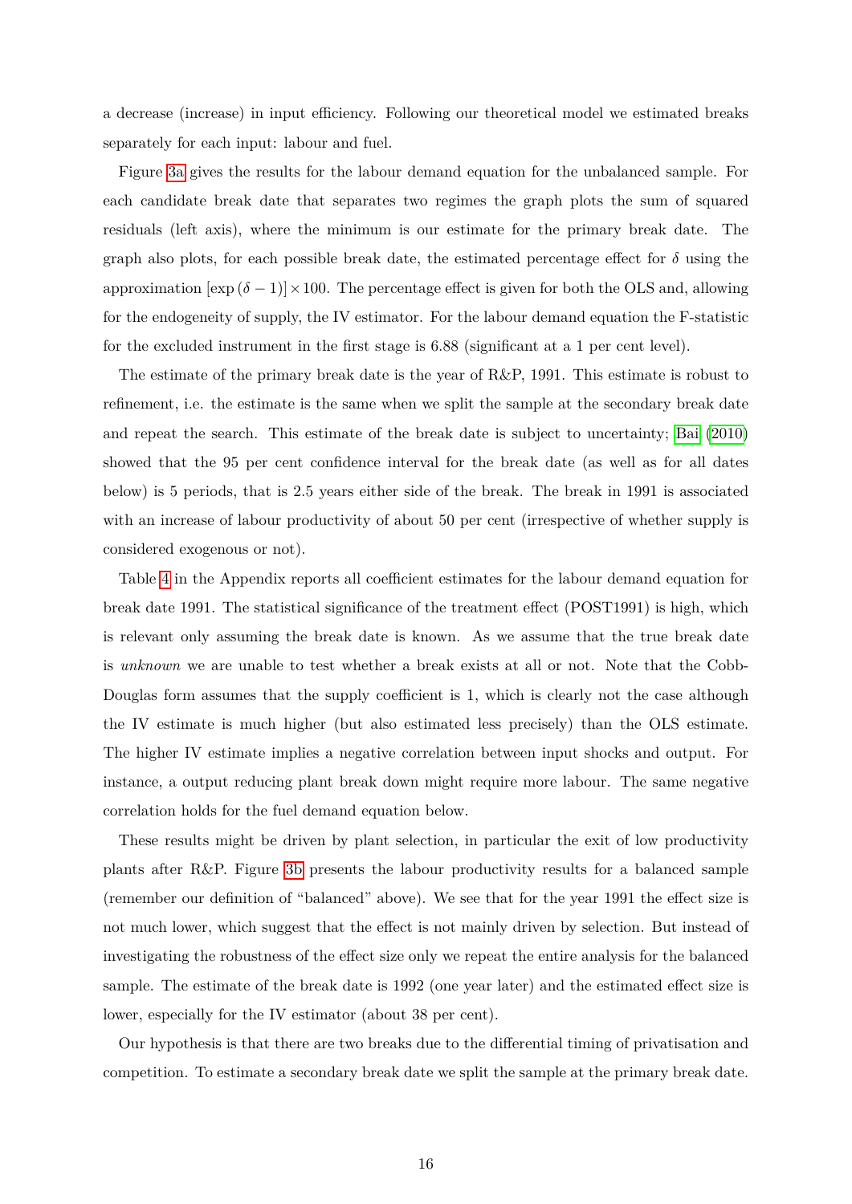a decrease (increase) in input efficiency. Following our theoretical model we estimated breaks separately for each input: labour and fuel.

Figure 3a gives the results for the labour demand equation for the unbalanced sample. For each candidate break date that separates two regimes the graph plots the sum of squared residuals (left axis), where the minimum is our estimate for the primary break date. The graph also plots, for each possible break date, the estimated percentage effect for $\delta$ using the approximation $[\exp(\delta - 1)] \times 100$. The percentage effect is given for both the OLS and, allowing for the endogeneity of supply, the IV estimator. For the labour demand equation the F-statistic for the excluded instrument in the first stage is 6.88 (significant at a 1 per cent level).

The estimate of the primary break date is the year of R&P, 1991. This estimate is robust to refinement, i.e. the estimate is the same when we split the sample at the secondary break date and repeat the search. This estimate of the break date is subject to uncertainty; Bai (2010) showed that the 95 per cent confidence interval for the break date (as well as for all dates below) is 5 periods, that is 2.5 years either side of the break. The break in 1991 is associated with an increase of labour productivity of about 50 per cent (irrespective of whether supply is considered exogenous or not).

Table 4 in the Appendix reports all coefficient estimates for the labour demand equation for break date 1991. The statistical significance of the treatment effect (POST1991) is high, which is relevant only assuming the break date is known. As we assume that the true break date is *unknown* we are unable to test whether a break exists at all or not. Note that the Cobb-Douglas form assumes that the supply coefficient is 1, which is clearly not the case although the IV estimate is much higher (but also estimated less precisely) than the OLS estimate. The higher IV estimate implies a negative correlation between input shocks and output. For instance, a output reducing plant break down might require more labour. The same negative correlation holds for the fuel demand equation below.

These results might be driven by plant selection, in particular the exit of low productivity plants after R&P. Figure 3b presents the labour productivity results for a balanced sample (remember our definition of "balanced" above). We see that for the year 1991 the effect size is not much lower, which suggest that the effect is not mainly driven by selection. But instead of investigating the robustness of the effect size only we repeat the entire analysis for the balanced sample. The estimate of the break date is 1992 (one year later) and the estimated effect size is lower, especially for the IV estimator (about 38 per cent).

Our hypothesis is that there are two breaks due to the differential timing of privatisation and competition. To estimate a secondary break date we split the sample at the primary break date.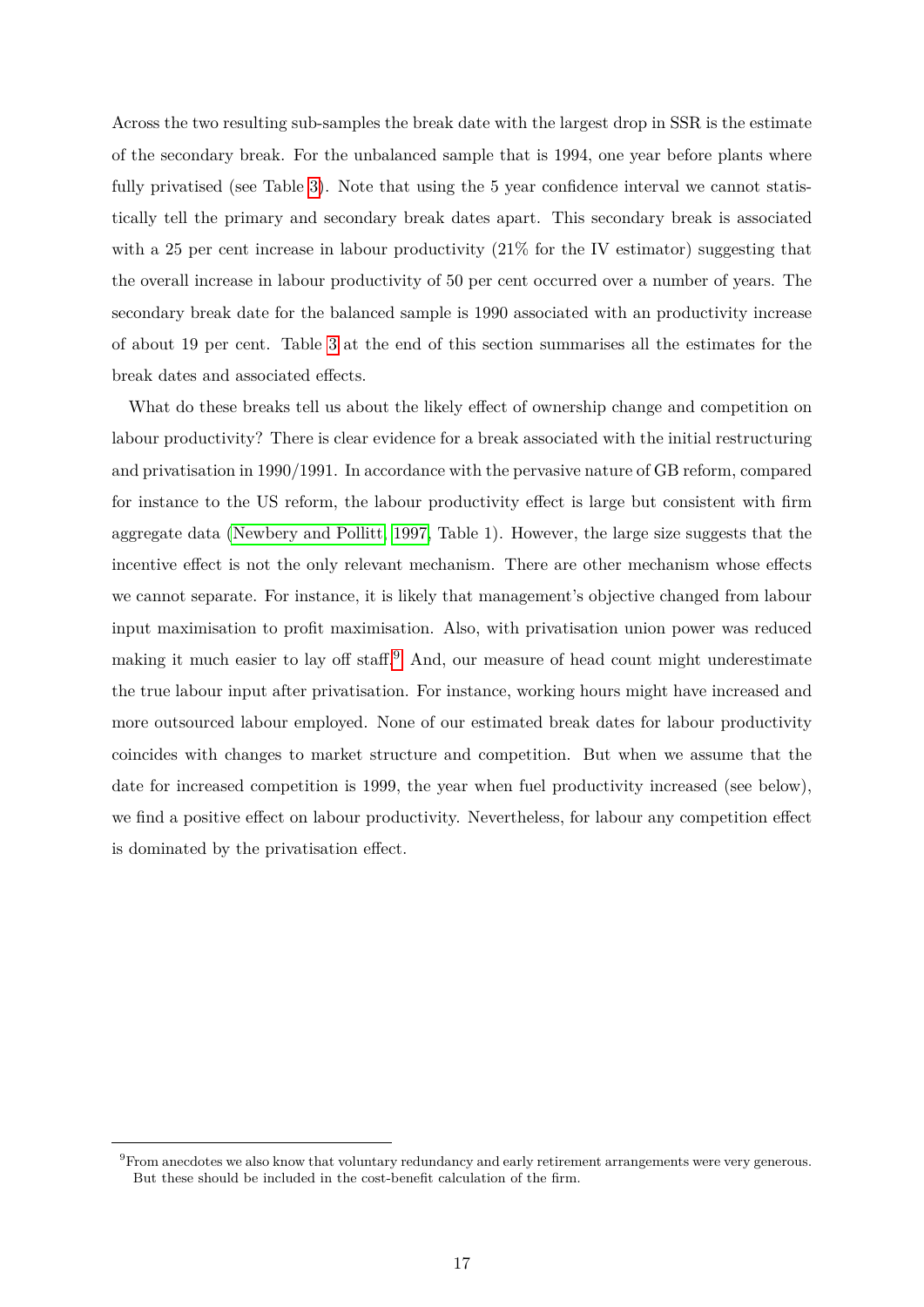Across the two resulting sub-samples the break date with the largest drop in SSR is the estimate of the secondary break. For the unbalanced sample that is 1994, one year before plants where fully privatised (see Table 3). Note that using the 5 year confidence interval we cannot statistically tell the primary and secondary break dates apart. This secondary break is associated with a 25 per cent increase in labour productivity (21% for the IV estimator) suggesting that the overall increase in labour productivity of 50 per cent occurred over a number of years. The secondary break date for the balanced sample is 1990 associated with an productivity increase of about 19 per cent. Table 3 at the end of this section summarises all the estimates for the break dates and associated effects.

What do these breaks tell us about the likely effect of ownership change and competition on labour productivity? There is clear evidence for a break associated with the initial restructuring and privatisation in 1990/1991. In accordance with the pervasive nature of GB reform, compared for instance to the US reform, the labour productivity effect is large but consistent with firm aggregate data (Newbery and Pollitt, 1997, Table 1). However, the large size suggests that the incentive effect is not the only relevant mechanism. There are other mechanism whose effects we cannot separate. For instance, it is likely that management's objective changed from labour input maximisation to profit maximisation. Also, with privatisation union power was reduced making it much easier to lay off staff.[9] And, our measure of head count might underestimate the true labour input after privatisation. For instance, working hours might have increased and more outsourced labour employed. None of our estimated break dates for labour productivity coincides with changes to market structure and competition. But when we assume that the date for increased competition is 1999, the year when fuel productivity increased (see below), we find a positive effect on labour productivity. Nevertheless, for labour any competition effect is dominated by the privatisation effect.

[9] From anecdotes we also know that voluntary redundancy and early retirement arrangements were very generous. But these should be included in the cost-benefit calculation of the firm.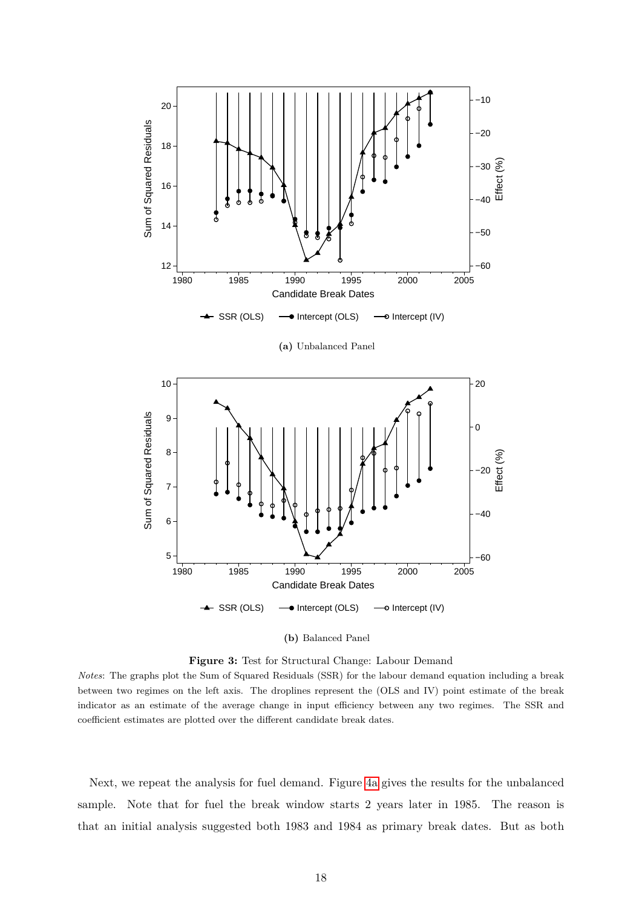(a) Unbalanced Panel

(b) Balanced Panel

**Figure 3:** Test for Structural Change: Labour Demand

*Notes*: The graphs plot the Sum of Squared Residuals (SSR) for the labour demand equation including a break between two regimes on the left axis. The droplines represent the (OLS and IV) point estimate of the break indicator as an estimate of the average change in input efficiency between any two regimes. The SSR and coefficient estimates are plotted over the different candidate break dates.

Next, we repeat the analysis for fuel demand. Figure 4a gives the results for the unbalanced sample. Note that for fuel the break window starts 2 years later in 1985. The reason is that an initial analysis suggested both 1983 and 1984 as primary break dates. But as both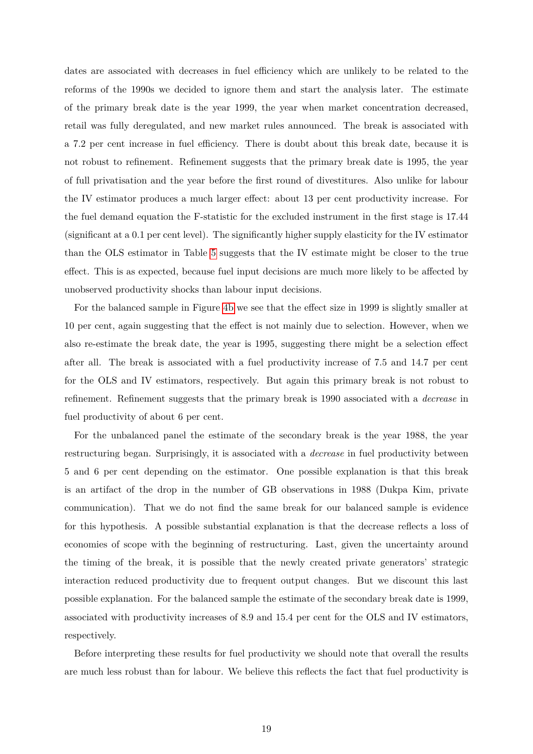dates are associated with decreases in fuel efficiency which are unlikely to be related to the reforms of the 1990s we decided to ignore them and start the analysis later. The estimate of the primary break date is the year 1999, the year when market concentration decreased, retail was fully deregulated, and new market rules announced. The break is associated with a 7.2 per cent increase in fuel efficiency. There is doubt about this break date, because it is not robust to refinement. Refinement suggests that the primary break date is 1995, the year of full privatisation and the year before the first round of divestitures. Also unlike for labour the IV estimator produces a much larger effect: about 13 per cent productivity increase. For the fuel demand equation the F-statistic for the excluded instrument in the first stage is 17.44 (significant at a 0.1 per cent level). The significantly higher supply elasticity for the IV estimator than the OLS estimator in Table 5 suggests that the IV estimate might be closer to the true effect. This is as expected, because fuel input decisions are much more likely to be affected by unobserved productivity shocks than labour input decisions.

For the balanced sample in Figure 4b we see that the effect size in 1999 is slightly smaller at 10 per cent, again suggesting that the effect is not mainly due to selection. However, when we also re-estimate the break date, the year is 1995, suggesting there might be a selection effect after all. The break is associated with a fuel productivity increase of 7.5 and 14.7 per cent for the OLS and IV estimators, respectively. But again this primary break is not robust to refinement. Refinement suggests that the primary break is 1990 associated with a *decrease* in fuel productivity of about 6 per cent.

For the unbalanced panel the estimate of the secondary break is the year 1988, the year restructuring began. Surprisingly, it is associated with a *decrease* in fuel productivity between 5 and 6 per cent depending on the estimator. One possible explanation is that this break is an artifact of the drop in the number of GB observations in 1988 (Dukpa Kim, private communication). That we do not find the same break for our balanced sample is evidence for this hypothesis. A possible substantial explanation is that the decrease reflects a loss of economies of scope with the beginning of restructuring. Last, given the uncertainty around the timing of the break, it is possible that the newly created private generators' strategic interaction reduced productivity due to frequent output changes. But we discount this last possible explanation. For the balanced sample the estimate of the secondary break date is 1999, associated with productivity increases of 8.9 and 15.4 per cent for the OLS and IV estimators, respectively.

Before interpreting these results for fuel productivity we should note that overall the results are much less robust than for labour. We believe this reflects the fact that fuel productivity is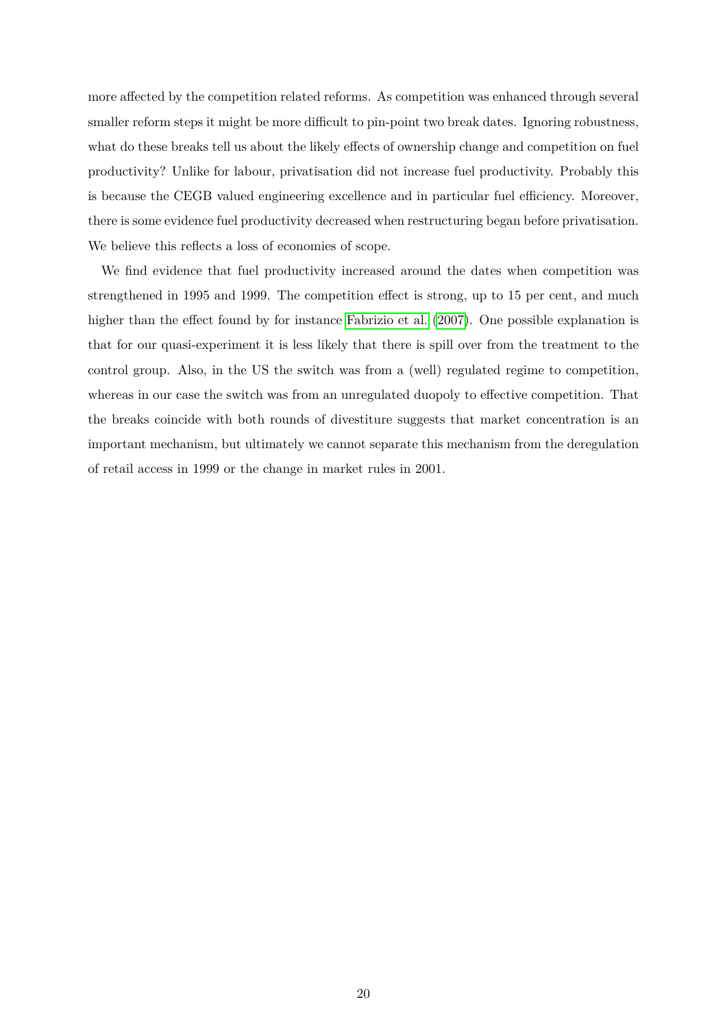more affected by the competition related reforms. As competition was enhanced through several smaller reform steps it might be more difficult to pin-point two break dates. Ignoring robustness, what do these breaks tell us about the likely effects of ownership change and competition on fuel productivity? Unlike for labour, privatisation did not increase fuel productivity. Probably this is because the CEGB valued engineering excellence and in particular fuel efficiency. Moreover, there is some evidence fuel productivity decreased when restructuring began before privatisation. We believe this reflects a loss of economies of scope.

We find evidence that fuel productivity increased around the dates when competition was strengthened in 1995 and 1999. The competition effect is strong, up to 15 per cent, and much higher than the effect found by for instance Fabrizio et al. (2007). One possible explanation is that for our quasi-experiment it is less likely that there is spill over from the treatment to the control group. Also, in the US the switch was from a (well) regulated regime to competition, whereas in our case the switch was from an unregulated duopoly to effective competition. That the breaks coincide with both rounds of divestiture suggests that market concentration is an important mechanism, but ultimately we cannot separate this mechanism from the deregulation of retail access in 1999 or the change in market rules in 2001.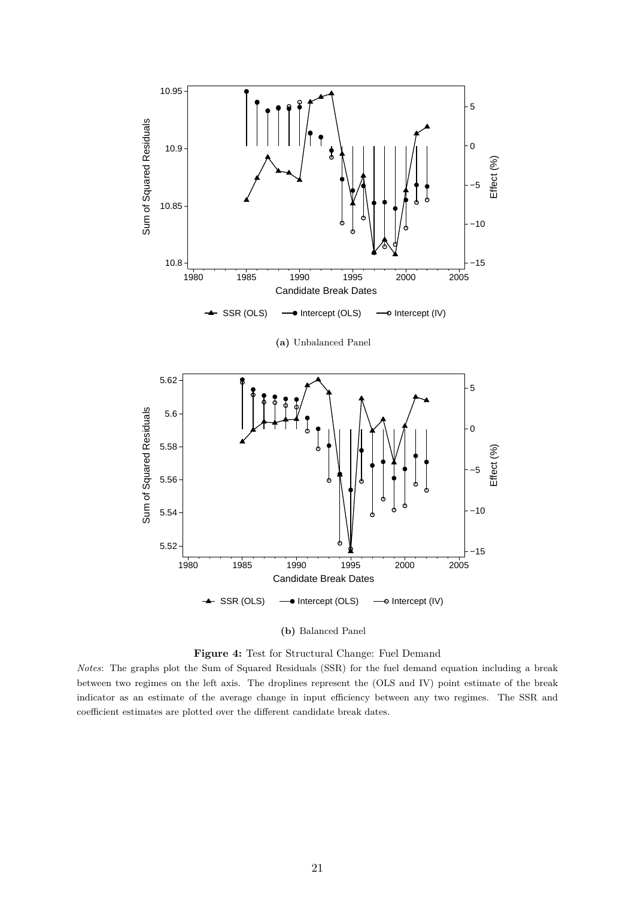**(a)** Unbalanced Panel

**(b)** Balanced Panel

**Figure 4:** Test for Structural Change: Fuel Demand

*Notes*: The graphs plot the Sum of Squared Residuals (SSR) for the fuel demand equation including a break between two regimes on the left axis. The droplines represent the (OLS and IV) point estimate of the break indicator as an estimate of the average change in input efficiency between any two regimes. The SSR and coefficient estimates are plotted over the different candidate break dates.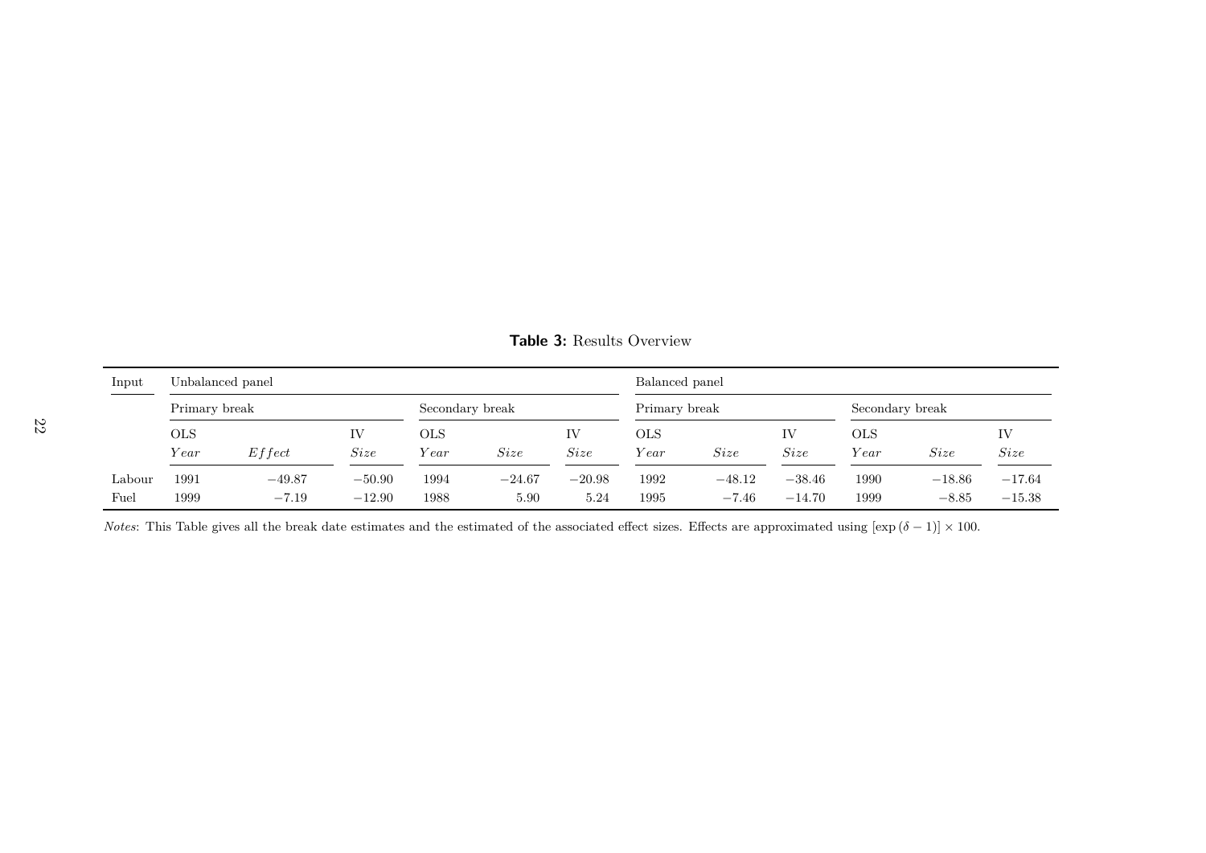**Table 3:** Results Overview

| Input | Unbalanced panel | | | | | | Balanced panel | | | | | |
|---|---|---|---|---|---|---|---|---|---|---|---|---|
| | Primary break | | | Secondary break | | | Primary break | | | Secondary break | | |
| | OLS | | IV | OLS | | IV | OLS | | IV | OLS | | IV |
| | *Year* | *Effect* | *Size* | *Year* | *Size* | *Size* | *Year* | *Size* | *Size* | *Year* | *Size* | *Size* |
| Labour | 1991 | −49.87 | −50.90 | 1994 | −24.67 | −20.98 | 1992 | −48.12 | −38.46 | 1990 | −18.86 | −17.64 |
| Fuel | 1999 | −7.19 | −12.90 | 1988 | 5.90 | 5.24 | 1995 | −7.46 | −14.70 | 1999 | −8.85 | −15.38 |

*Notes*: This Table gives all the break date estimates and the estimated of the associated effect sizes. Effects are approximated using $[\exp(\delta - 1)] \times 100$.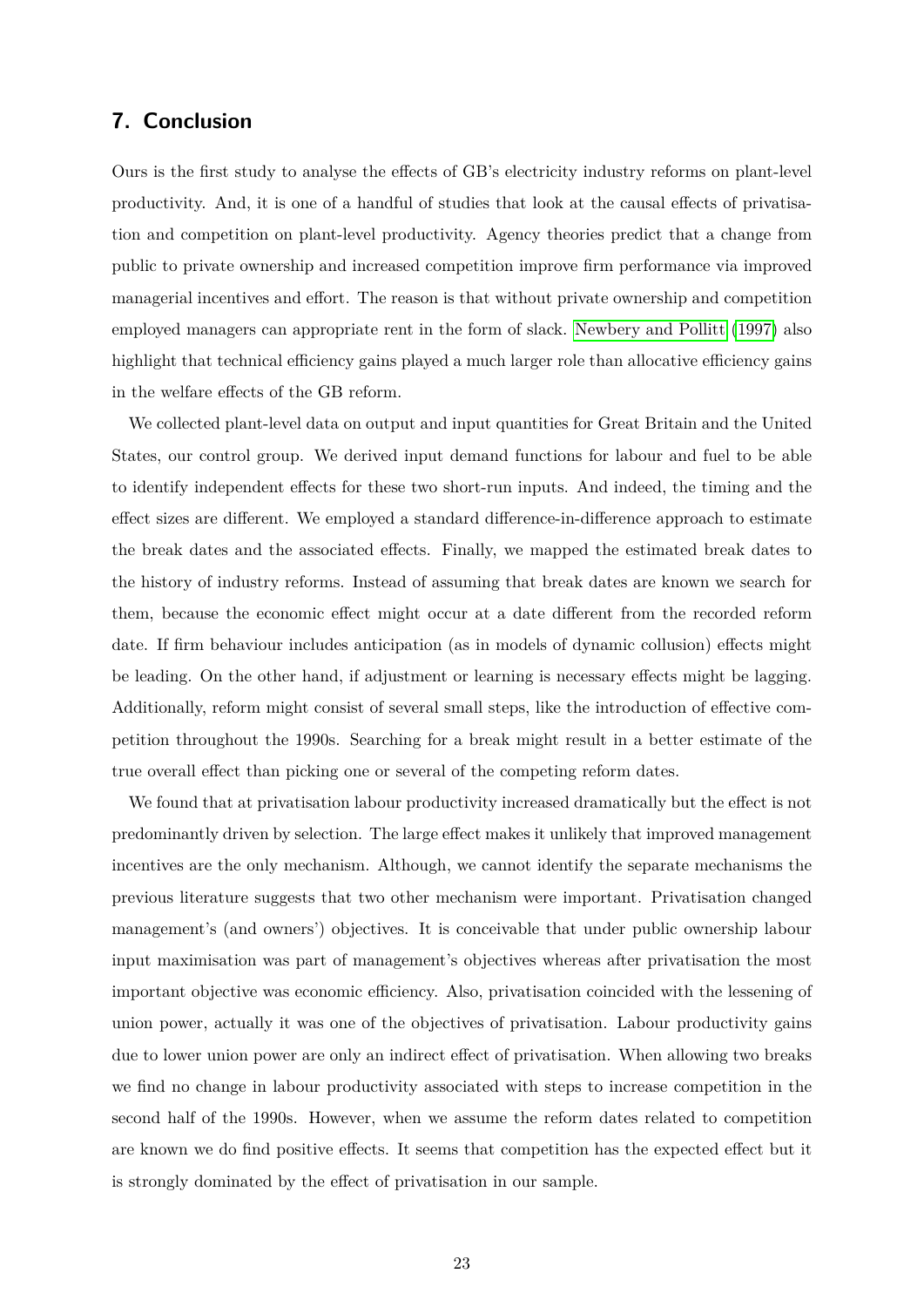## 7. Conclusion

Ours is the first study to analyse the effects of GB's electricity industry reforms on plant-level productivity. And, it is one of a handful of studies that look at the causal effects of privatisation and competition on plant-level productivity. Agency theories predict that a change from public to private ownership and increased competition improve firm performance via improved managerial incentives and effort. The reason is that without private ownership and competition employed managers can appropriate rent in the form of slack. Newbery and Pollitt (1997) also highlight that technical efficiency gains played a much larger role than allocative efficiency gains in the welfare effects of the GB reform.

We collected plant-level data on output and input quantities for Great Britain and the United States, our control group. We derived input demand functions for labour and fuel to be able to identify independent effects for these two short-run inputs. And indeed, the timing and the effect sizes are different. We employed a standard difference-in-difference approach to estimate the break dates and the associated effects. Finally, we mapped the estimated break dates to the history of industry reforms. Instead of assuming that break dates are known we search for them, because the economic effect might occur at a date different from the recorded reform date. If firm behaviour includes anticipation (as in models of dynamic collusion) effects might be leading. On the other hand, if adjustment or learning is necessary effects might be lagging. Additionally, reform might consist of several small steps, like the introduction of effective competition throughout the 1990s. Searching for a break might result in a better estimate of the true overall effect than picking one or several of the competing reform dates.

We found that at privatisation labour productivity increased dramatically but the effect is not predominantly driven by selection. The large effect makes it unlikely that improved management incentives are the only mechanism. Although, we cannot identify the separate mechanisms the previous literature suggests that two other mechanism were important. Privatisation changed management's (and owners') objectives. It is conceivable that under public ownership labour input maximisation was part of management's objectives whereas after privatisation the most important objective was economic efficiency. Also, privatisation coincided with the lessening of union power, actually it was one of the objectives of privatisation. Labour productivity gains due to lower union power are only an indirect effect of privatisation. When allowing two breaks we find no change in labour productivity associated with steps to increase competition in the second half of the 1990s. However, when we assume the reform dates related to competition are known we do find positive effects. It seems that competition has the expected effect but it is strongly dominated by the effect of privatisation in our sample.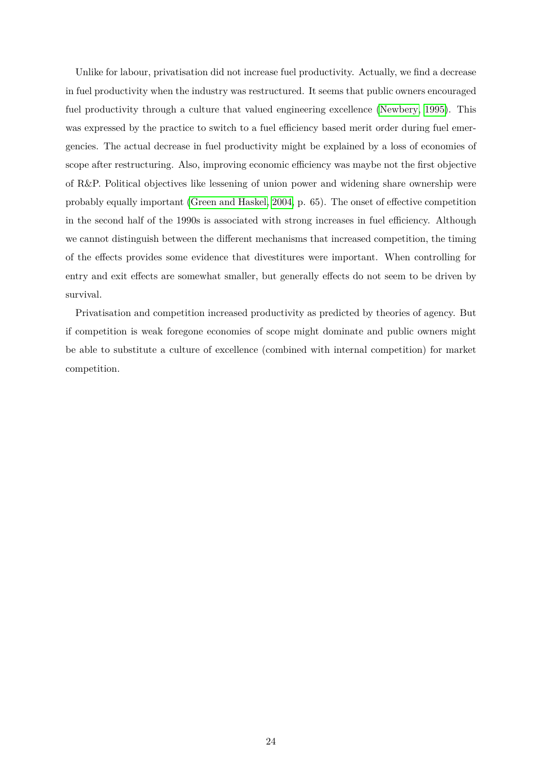Unlike for labour, privatisation did not increase fuel productivity. Actually, we find a decrease in fuel productivity when the industry was restructured. It seems that public owners encouraged fuel productivity through a culture that valued engineering excellence (Newbery, 1995). This was expressed by the practice to switch to a fuel efficiency based merit order during fuel emergencies. The actual decrease in fuel productivity might be explained by a loss of economies of scope after restructuring. Also, improving economic efficiency was maybe not the first objective of R&P. Political objectives like lessening of union power and widening share ownership were probably equally important (Green and Haskel, 2004, p. 65). The onset of effective competition in the second half of the 1990s is associated with strong increases in fuel efficiency. Although we cannot distinguish between the different mechanisms that increased competition, the timing of the effects provides some evidence that divestitures were important. When controlling for entry and exit effects are somewhat smaller, but generally effects do not seem to be driven by survival.

Privatisation and competition increased productivity as predicted by theories of agency. But if competition is weak foregone economies of scope might dominate and public owners might be able to substitute a culture of excellence (combined with internal competition) for market competition.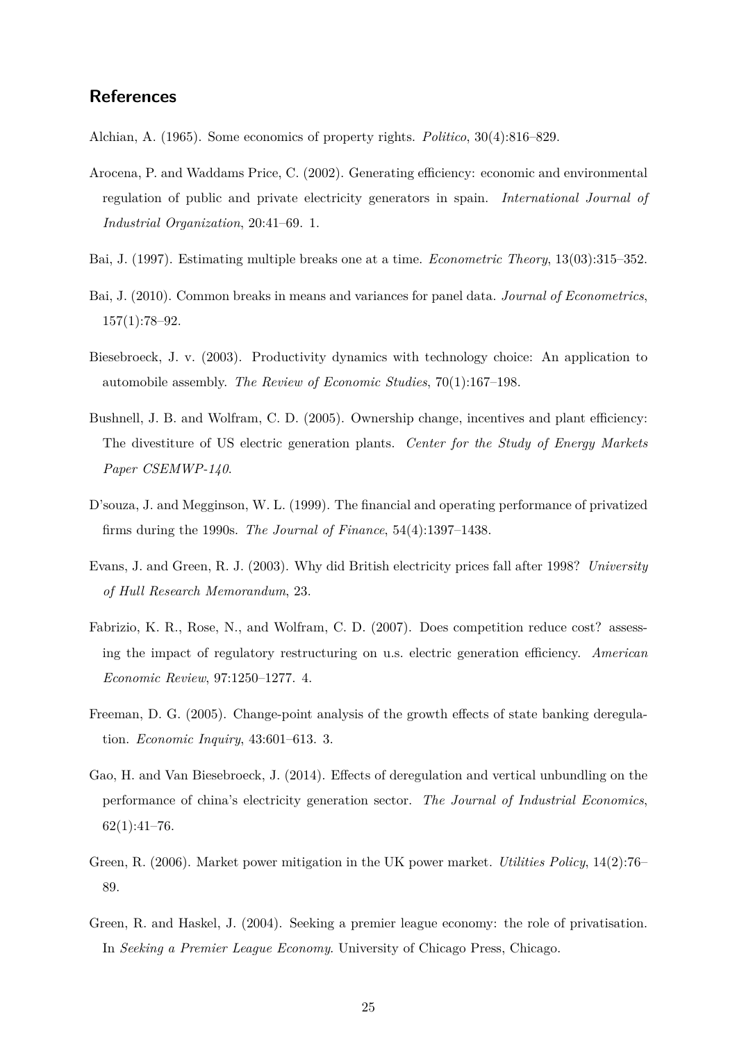## References

Alchian, A. (1965). Some economics of property rights. *Politico*, 30(4):816–829.

Arocena, P. and Waddams Price, C. (2002). Generating efficiency: economic and environmental regulation of public and private electricity generators in spain. *International Journal of Industrial Organization*, 20:41–69. 1.

Bai, J. (1997). Estimating multiple breaks one at a time. *Econometric Theory*, 13(03):315–352.

Bai, J. (2010). Common breaks in means and variances for panel data. *Journal of Econometrics*, 157(1):78–92.

Biesebroeck, J. v. (2003). Productivity dynamics with technology choice: An application to automobile assembly. *The Review of Economic Studies*, 70(1):167–198.

Bushnell, J. B. and Wolfram, C. D. (2005). Ownership change, incentives and plant efficiency: The divestiture of US electric generation plants. *Center for the Study of Energy Markets Paper CSEMWP-140*.

D'souza, J. and Megginson, W. L. (1999). The financial and operating performance of privatized firms during the 1990s. *The Journal of Finance*, 54(4):1397–1438.

Evans, J. and Green, R. J. (2003). Why did British electricity prices fall after 1998? *University of Hull Research Memorandum*, 23.

Fabrizio, K. R., Rose, N., and Wolfram, C. D. (2007). Does competition reduce cost? assessing the impact of regulatory restructuring on u.s. electric generation efficiency. *American Economic Review*, 97:1250–1277. 4.

Freeman, D. G. (2005). Change-point analysis of the growth effects of state banking deregulation. *Economic Inquiry*, 43:601–613. 3.

Gao, H. and Van Biesebroeck, J. (2014). Effects of deregulation and vertical unbundling on the performance of china's electricity generation sector. *The Journal of Industrial Economics*, 62(1):41–76.

Green, R. (2006). Market power mitigation in the UK power market. *Utilities Policy*, 14(2):76–89.

Green, R. and Haskel, J. (2004). Seeking a premier league economy: the role of privatisation. In *Seeking a Premier League Economy*. University of Chicago Press, Chicago.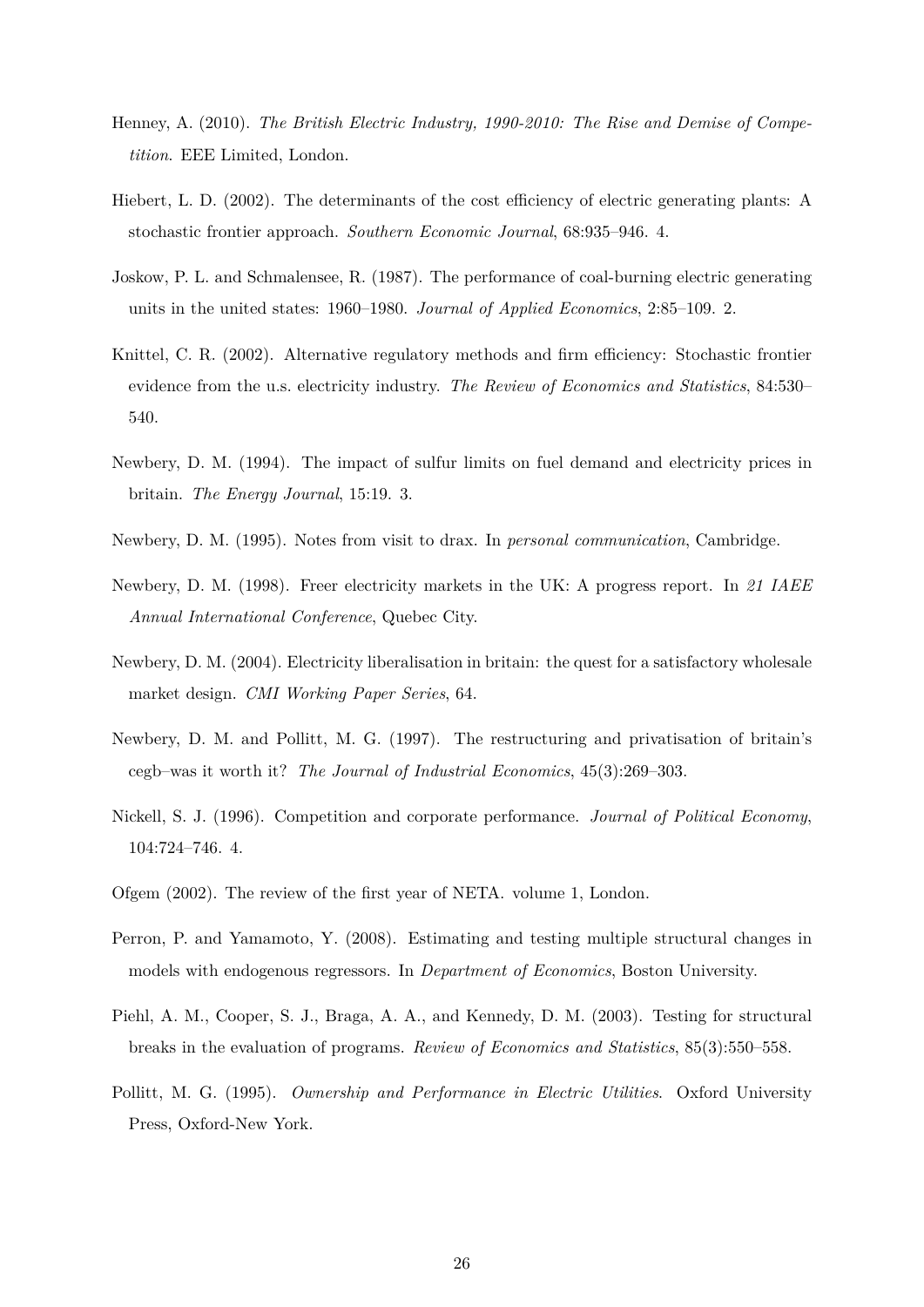Henney, A. (2010). *The British Electric Industry, 1990-2010: The Rise and Demise of Competition*. EEE Limited, London.

Hiebert, L. D. (2002). The determinants of the cost efficiency of electric generating plants: A stochastic frontier approach. *Southern Economic Journal*, 68:935–946. 4.

Joskow, P. L. and Schmalensee, R. (1987). The performance of coal-burning electric generating units in the united states: 1960–1980. *Journal of Applied Economics*, 2:85–109. 2.

Knittel, C. R. (2002). Alternative regulatory methods and firm efficiency: Stochastic frontier evidence from the u.s. electricity industry. *The Review of Economics and Statistics*, 84:530–540.

Newbery, D. M. (1994). The impact of sulfur limits on fuel demand and electricity prices in britain. *The Energy Journal*, 15:19. 3.

Newbery, D. M. (1995). Notes from visit to drax. In *personal communication*, Cambridge.

Newbery, D. M. (1998). Freer electricity markets in the UK: A progress report. In *21 IAEE Annual International Conference*, Quebec City.

Newbery, D. M. (2004). Electricity liberalisation in britain: the quest for a satisfactory wholesale market design. *CMI Working Paper Series*, 64.

Newbery, D. M. and Pollitt, M. G. (1997). The restructuring and privatisation of britain's cegb–was it worth it? *The Journal of Industrial Economics*, 45(3):269–303.

Nickell, S. J. (1996). Competition and corporate performance. *Journal of Political Economy*, 104:724–746. 4.

Ofgem (2002). The review of the first year of NETA. volume 1, London.

Perron, P. and Yamamoto, Y. (2008). Estimating and testing multiple structural changes in models with endogenous regressors. In *Department of Economics*, Boston University.

Piehl, A. M., Cooper, S. J., Braga, A. A., and Kennedy, D. M. (2003). Testing for structural breaks in the evaluation of programs. *Review of Economics and Statistics*, 85(3):550–558.

Pollitt, M. G. (1995). *Ownership and Performance in Electric Utilities*. Oxford University Press, Oxford-New York.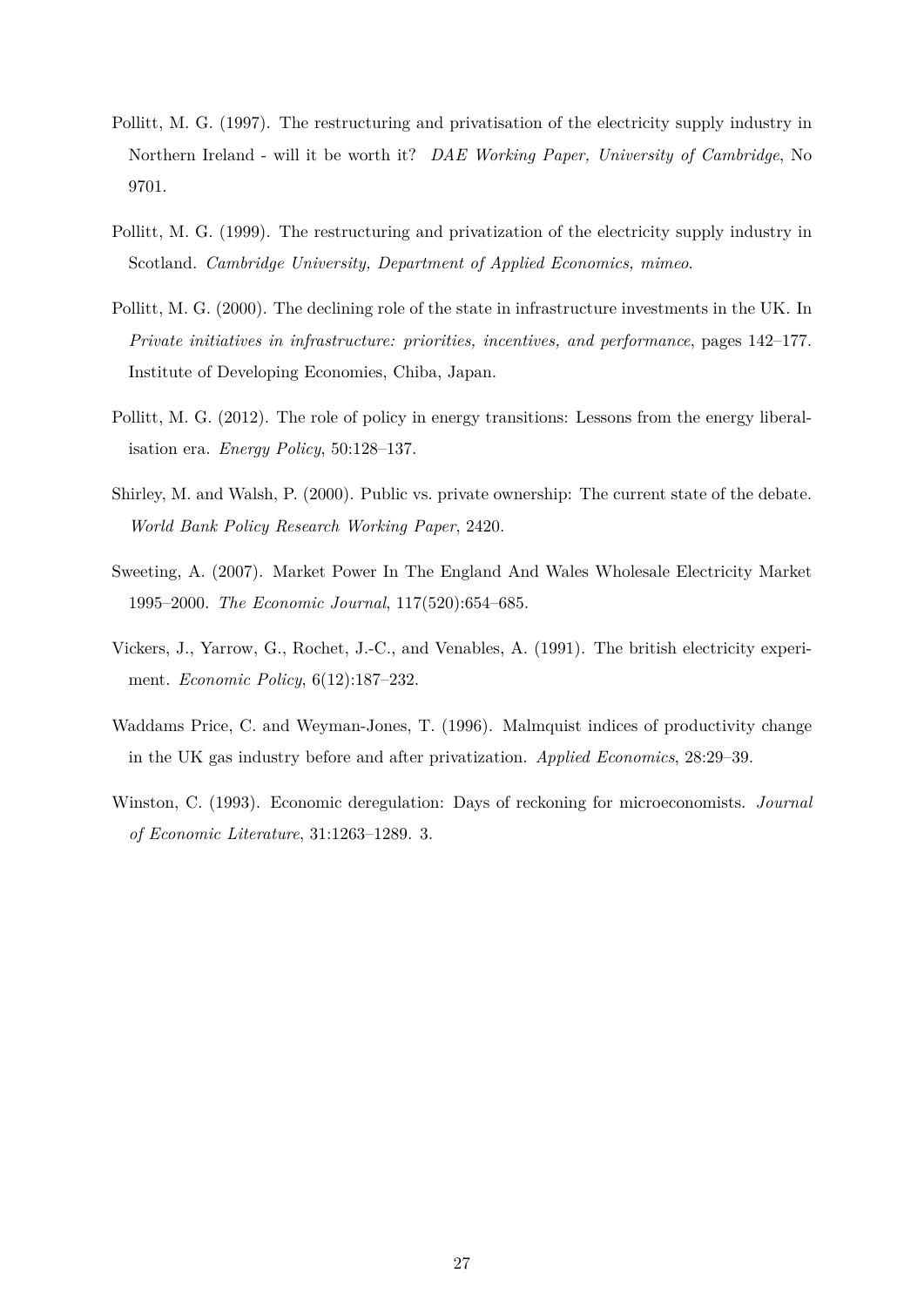Pollitt, M. G. (1997). The restructuring and privatisation of the electricity supply industry in Northern Ireland - will it be worth it? *DAE Working Paper, University of Cambridge*, No 9701.

Pollitt, M. G. (1999). The restructuring and privatization of the electricity supply industry in Scotland. *Cambridge University, Department of Applied Economics, mimeo*.

Pollitt, M. G. (2000). The declining role of the state in infrastructure investments in the UK. In *Private initiatives in infrastructure: priorities, incentives, and performance*, pages 142–177. Institute of Developing Economies, Chiba, Japan.

Pollitt, M. G. (2012). The role of policy in energy transitions: Lessons from the energy liberalisation era. *Energy Policy*, 50:128–137.

Shirley, M. and Walsh, P. (2000). Public vs. private ownership: The current state of the debate. *World Bank Policy Research Working Paper*, 2420.

Sweeting, A. (2007). Market Power In The England And Wales Wholesale Electricity Market 1995–2000. *The Economic Journal*, 117(520):654–685.

Vickers, J., Yarrow, G., Rochet, J.-C., and Venables, A. (1991). The british electricity experiment. *Economic Policy*, 6(12):187–232.

Waddams Price, C. and Weyman-Jones, T. (1996). Malmquist indices of productivity change in the UK gas industry before and after privatization. *Applied Economics*, 28:29–39.

Winston, C. (1993). Economic deregulation: Days of reckoning for microeconomists. *Journal of Economic Literature*, 31:1263–1289. 3.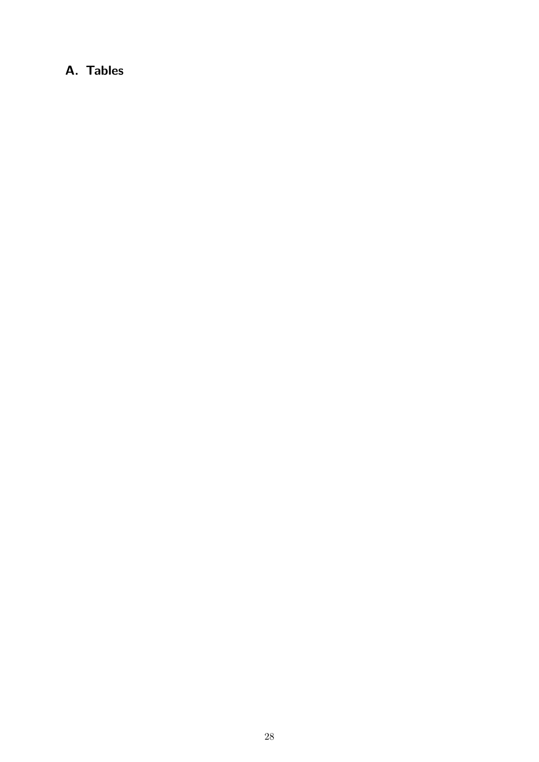# A. Tables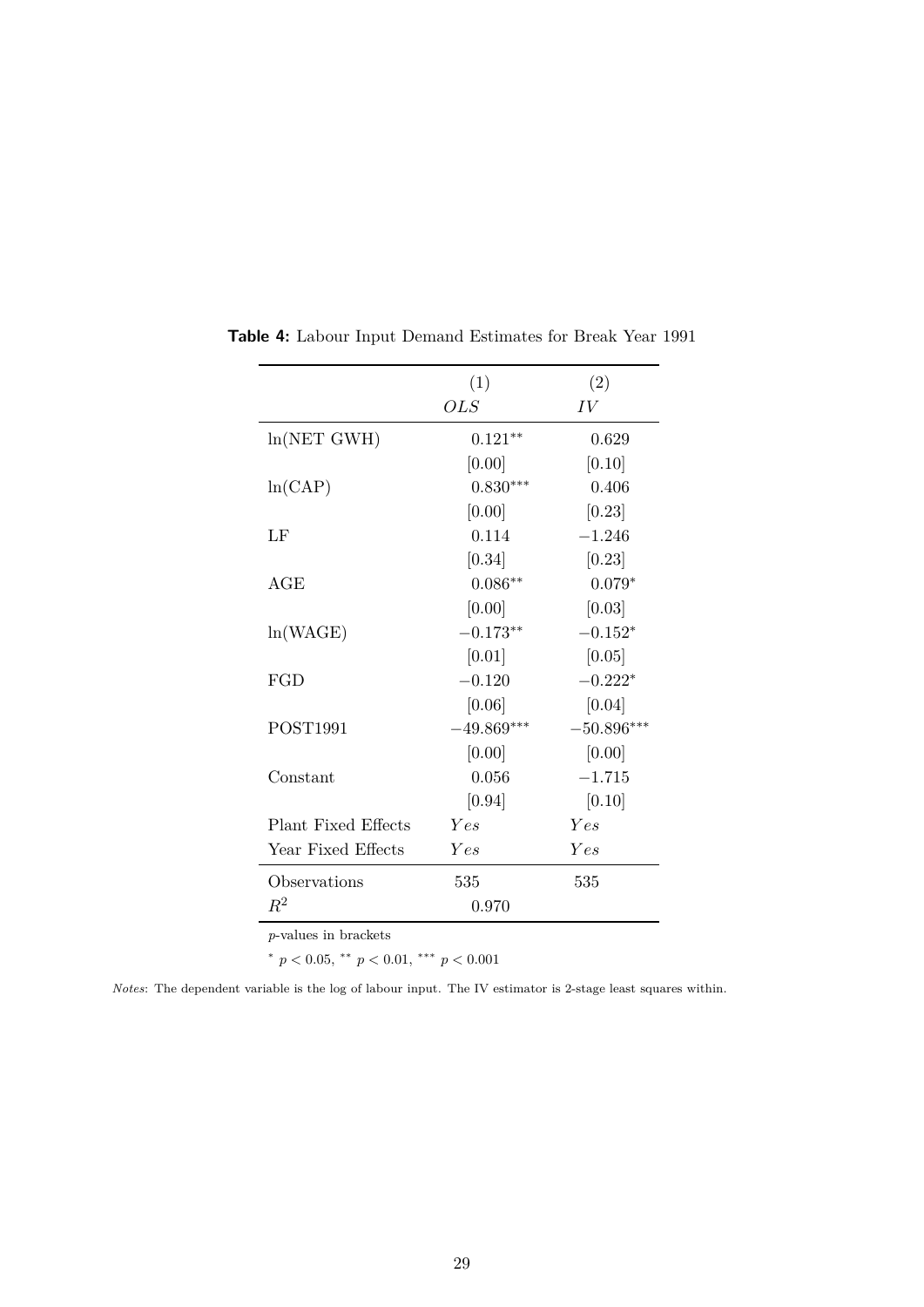**Table 4:** Labour Input Demand Estimates for Break Year 1991

| | (1) | (2) |
|---|---|---|
| | *OLS* | *IV* |
| ln(NET GWH) | $0.121^{**}$ | 0.629 |
| | [0.00] | [0.10] |
| ln(CAP) | $0.830^{***}$ | 0.406 |
| | [0.00] | [0.23] |
| LF | 0.114 | $-1.246$ |
| | [0.34] | [0.23] |
| AGE | $0.086^{**}$ | $0.079^{*}$ |
| | [0.00] | [0.03] |
| ln(WAGE) | $-0.173^{**}$ | $-0.152^{*}$ |
| | [0.01] | [0.05] |
| FGD | $-0.120$ | $-0.222^{*}$ |
| | [0.06] | [0.04] |
| POST1991 | $-49.869^{***}$ | $-50.896^{***}$ |
| | [0.00] | [0.00] |
| Constant | 0.056 | $-1.715$ |
| | [0.94] | [0.10] |
| Plant Fixed Effects | *Yes* | *Yes* |
| Year Fixed Effects | *Yes* | *Yes* |
| Observations | 535 | 535 |
| $R^2$ | 0.970 | |

*p*-values in brackets

$^{*}$ $p < 0.05$, $^{**}$ $p < 0.01$, $^{***}$ $p < 0.001$

*Notes*: The dependent variable is the log of labour input. The IV estimator is 2-stage least squares within.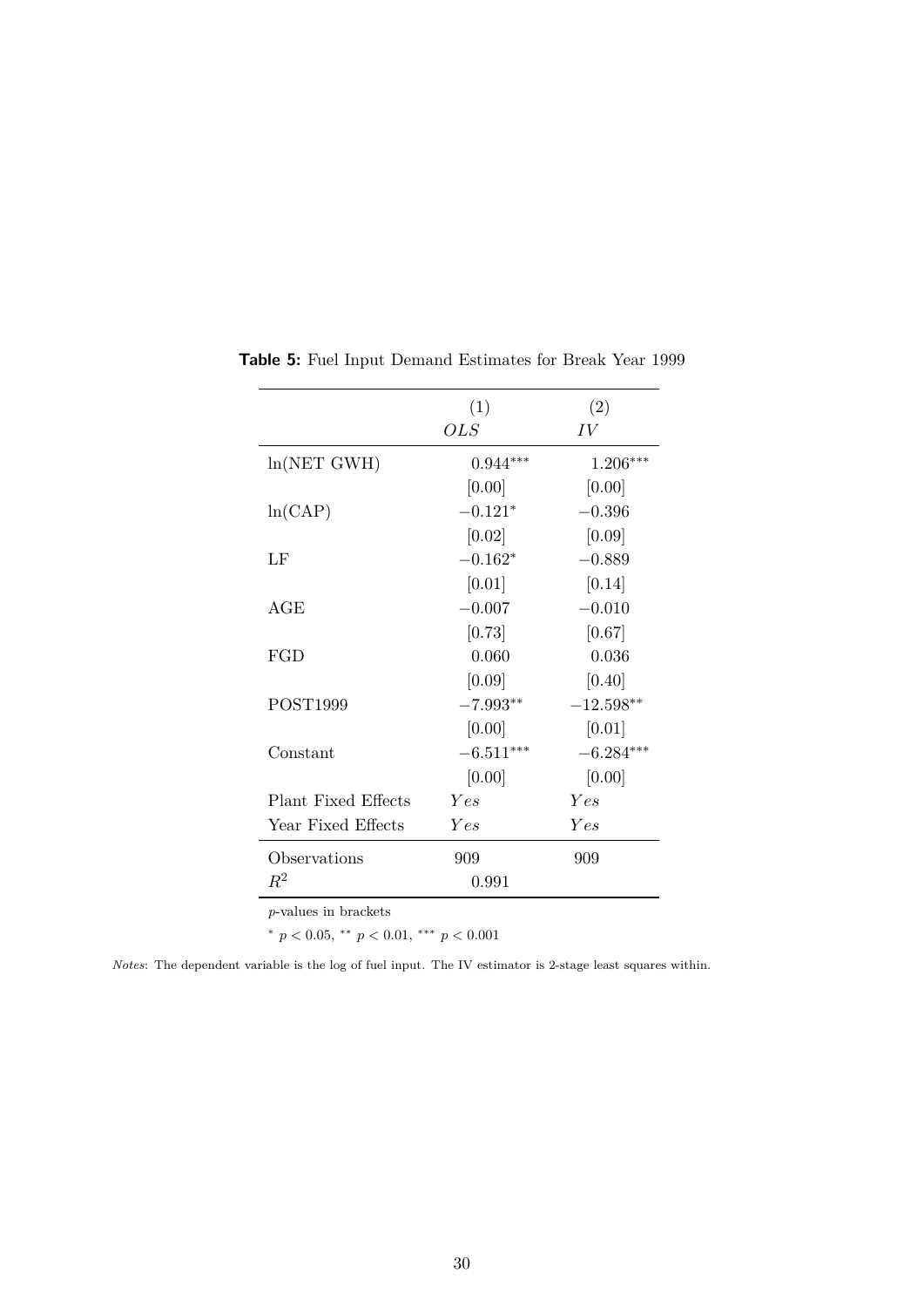**Table 5:** Fuel Input Demand Estimates for Break Year 1999

| | (1) | (2) |
|---|---|---|
| | *OLS* | *IV* |
| ln(NET GWH) | $0.944^{***}$ | $1.206^{***}$ |
| | [0.00] | [0.00] |
| ln(CAP) | $-0.121^{*}$ | $-0.396$ |
| | [0.02] | [0.09] |
| LF | $-0.162^{*}$ | $-0.889$ |
| | [0.01] | [0.14] |
| AGE | $-0.007$ | $-0.010$ |
| | [0.73] | [0.67] |
| FGD | 0.060 | 0.036 |
| | [0.09] | [0.40] |
| POST1999 | $-7.993^{**}$ | $-12.598^{**}$ |
| | [0.00] | [0.01] |
| Constant | $-6.511^{***}$ | $-6.284^{***}$ |
| | [0.00] | [0.00] |
| Plant Fixed Effects | *Yes* | *Yes* |
| Year Fixed Effects | *Yes* | *Yes* |
| Observations | 909 | 909 |
| $R^2$ | 0.991 | |

$p$-values in brackets

$^{*}$ $p < 0.05$, $^{**}$ $p < 0.01$, $^{***}$ $p < 0.001$

*Notes*: The dependent variable is the log of fuel input. The IV estimator is 2-stage least squares within.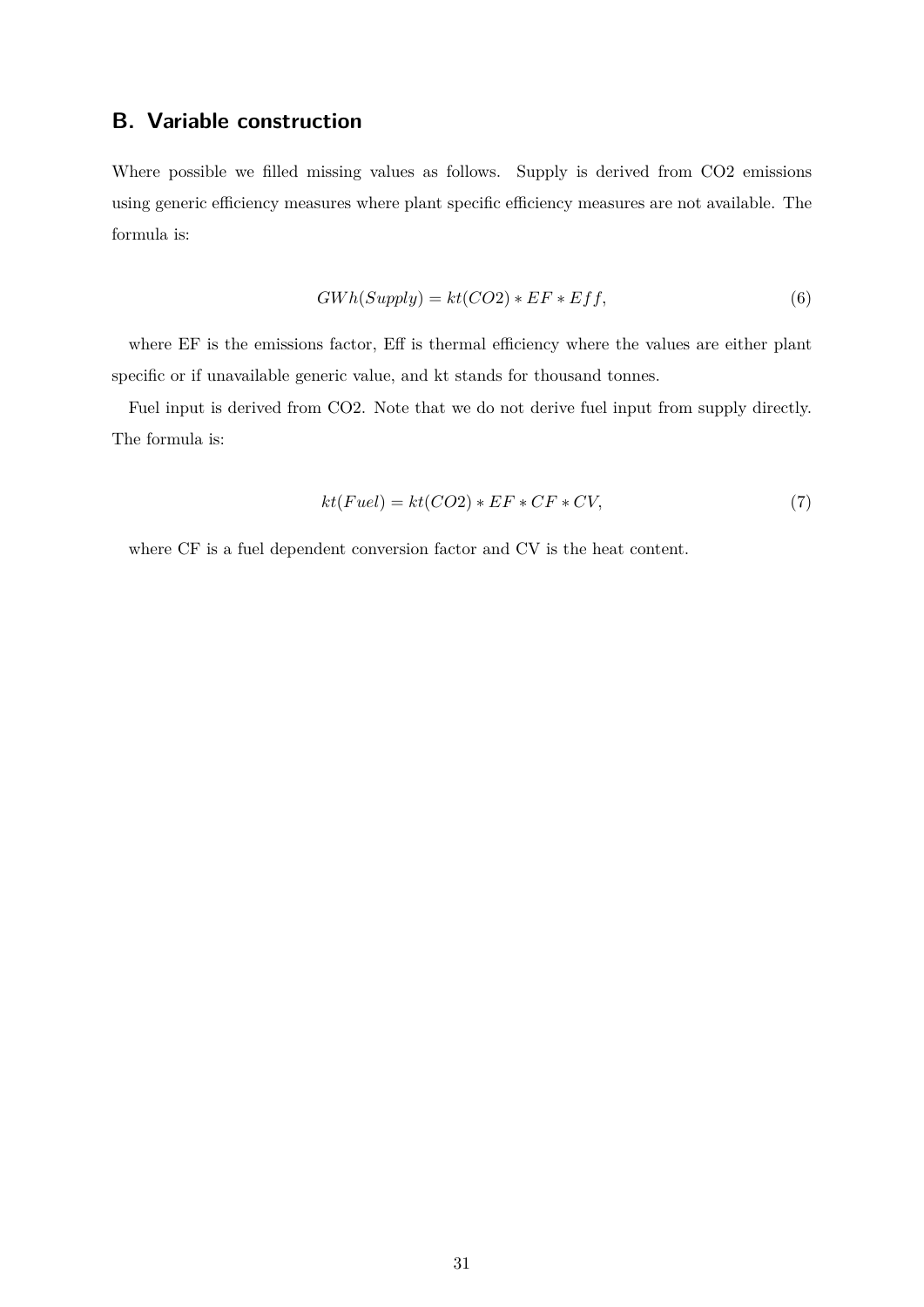## B. Variable construction

Where possible we filled missing values as follows. Supply is derived from CO2 emissions using generic efficiency measures where plant specific efficiency measures are not available. The formula is:

$$GWh(Supply) = kt(CO2) * EF * Eff, \tag{6}$$

where EF is the emissions factor, Eff is thermal efficiency where the values are either plant specific or if unavailable generic value, and kt stands for thousand tonnes.

Fuel input is derived from CO2. Note that we do not derive fuel input from supply directly. The formula is:

$$kt(Fuel) = kt(CO2) * EF * CF * CV, \tag{7}$$

where CF is a fuel dependent conversion factor and CV is the heat content.